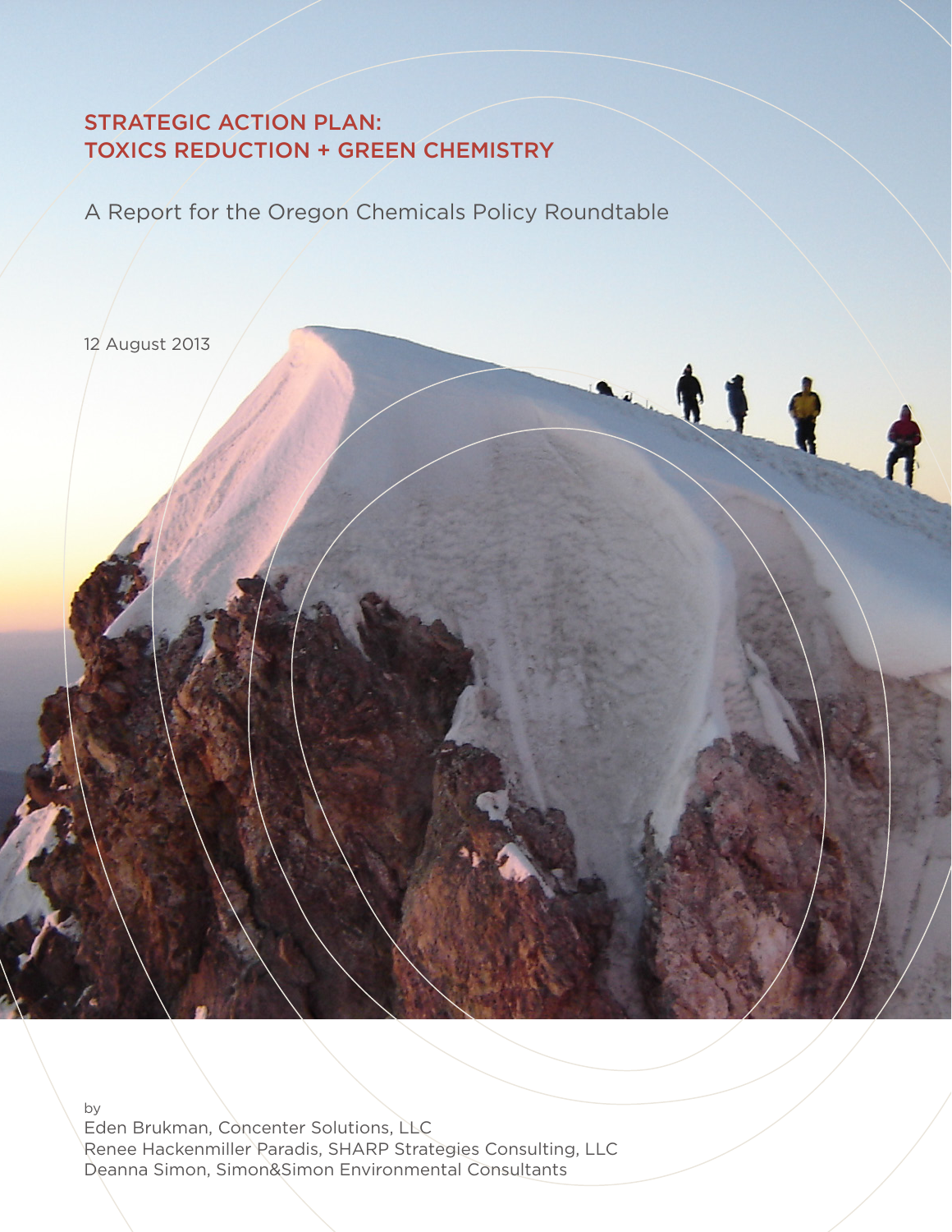# STRATEGIC ACTION PLAN: TOXICS REDUCTION + GREEN CHEMISTRY

A Report for the Oregon Chemicals Policy Roundtable

12 August 2013

by

Eden Brukman, Concenter Solutions, LLC

Renee Hackenmiller Paradis, SHARP Strategies Consulting, LLC

Deanna Simon, Simon&Simon Environmental Consultants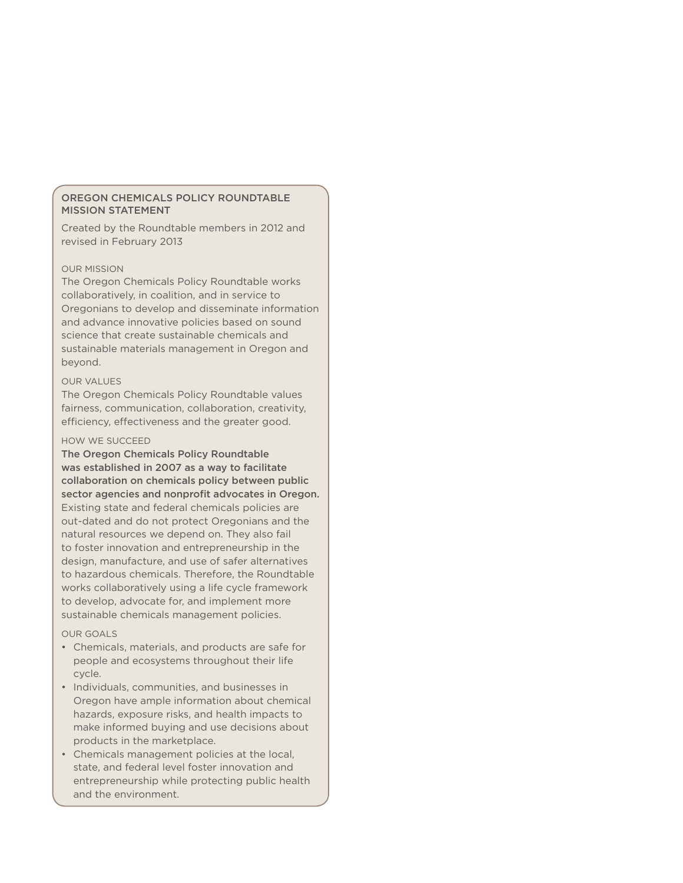## OREGON CHEMICALS POLICY ROUNDTABLE MISSION STATEMENT

Created by the Roundtable members in 2012 and revised in February 2013

### OUR MISSION

The Oregon Chemicals Policy Roundtable works collaboratively, in coalition, and in service to Oregonians to develop and disseminate information and advance innovative policies based on sound science that create sustainable chemicals and sustainable materials management in Oregon and beyond.

### OUR VALUES

The Oregon Chemicals Policy Roundtable values fairness, communication, collaboration, creativity, efficiency, effectiveness and the greater good.

### HOW WE SUCCEED

**The Oregon Chemicals Policy Roundtable was established in 2007 as a way to facilitate collaboration on chemicals policy between public sector agencies and nonprofit advocates in Oregon.** Existing state and federal chemicals policies are out-dated and do not protect Oregonians and the natural resources we depend on. They also fail to foster innovation and entrepreneurship in the design, manufacture, and use of safer alternatives to hazardous chemicals. Therefore, the Roundtable works collaboratively using a life cycle framework to develop, advocate for, and implement more sustainable chemicals management policies.

### OUR GOALS

- Chemicals, materials, and products are safe for people and ecosystems throughout their life cycle.
- Individuals, communities, and businesses in Oregon have ample information about chemical hazards, exposure risks, and health impacts to make informed buying and use decisions about products in the marketplace.
- Chemicals management policies at the local, state, and federal level foster innovation and entrepreneurship while protecting public health and the environment.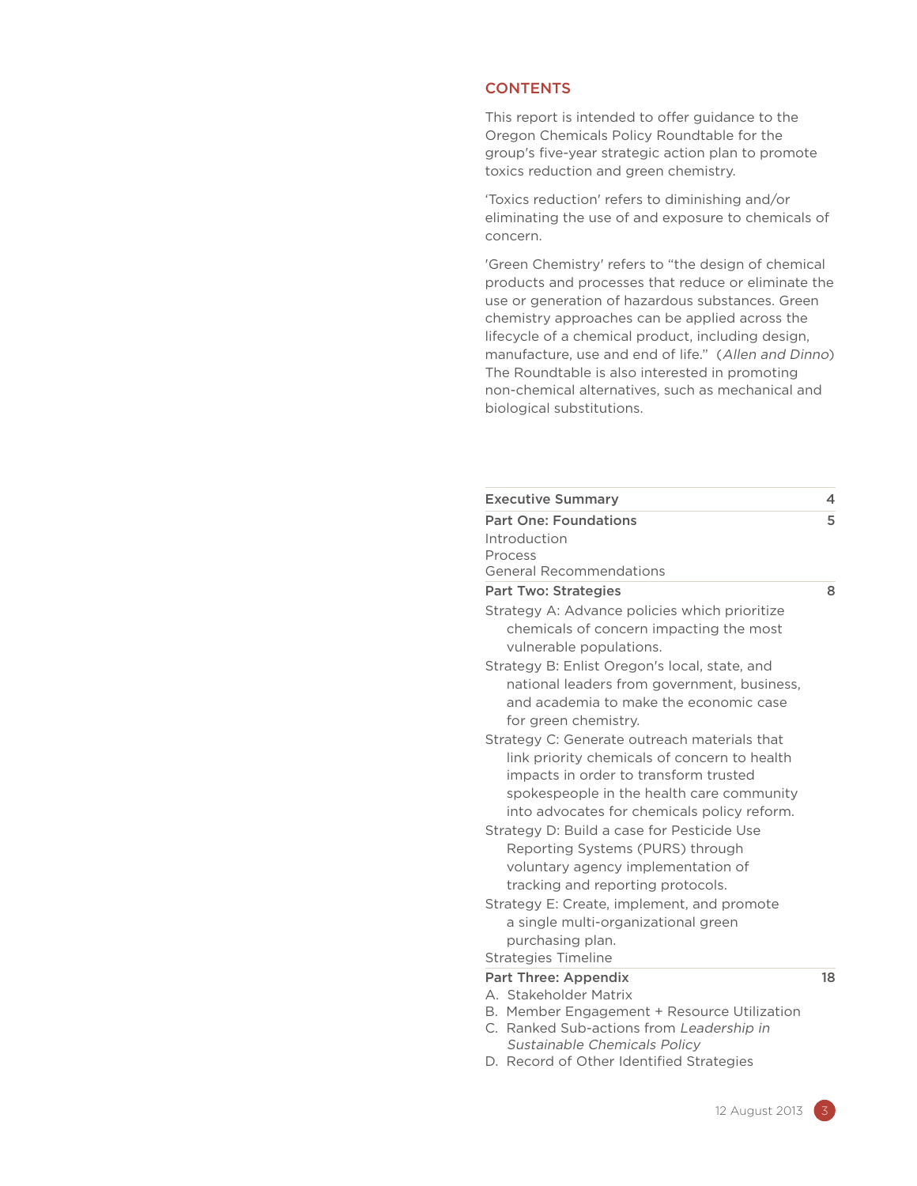## CONTENTS

This report is intended to offer guidance to the Oregon Chemicals Policy Roundtable for the group's five-year strategic action plan to promote toxics reduction and green chemistry.

'Toxics reduction' refers to diminishing and/or eliminating the use of and exposure to chemicals of concern.

'Green Chemistry' refers to "the design of chemical products and processes that reduce or eliminate the use or generation of hazardous substances. Green chemistry approaches can be applied across the lifecycle of a chemical product, including design, manufacture, use and end of life." (*Allen and Dinno*) The Roundtable is also interested in promoting non-chemical alternatives, such as mechanical and biological substitutions.

| | |
|---|---|
| **Executive Summary** | **4** |
| **Part One: Foundations** | **5** |
| Introduction | |
| Process | |
| General Recommendations | |
| **Part Two: Strategies** | **8** |
| Strategy A: Advance policies which prioritize chemicals of concern impacting the most vulnerable populations. | |
| Strategy B: Enlist Oregon's local, state, and national leaders from government, business, and academia to make the economic case for green chemistry. | |
| Strategy C: Generate outreach materials that link priority chemicals of concern to health impacts in order to transform trusted spokespeople in the health care community into advocates for chemicals policy reform. | |
| Strategy D: Build a case for Pesticide Use Reporting Systems (PURS) through voluntary agency implementation of tracking and reporting protocols. | |
| Strategy E: Create, implement, and promote a single multi-organizational green purchasing plan. | |
| Strategies Timeline | |
| **Part Three: Appendix** | **18** |
| A. Stakeholder Matrix | |
| B. Member Engagement + Resource Utilization | |
| C. Ranked Sub-actions from *Leadership in Sustainable Chemicals Policy* | |
| D. Record of Other Identified Strategies | |

12 August 2013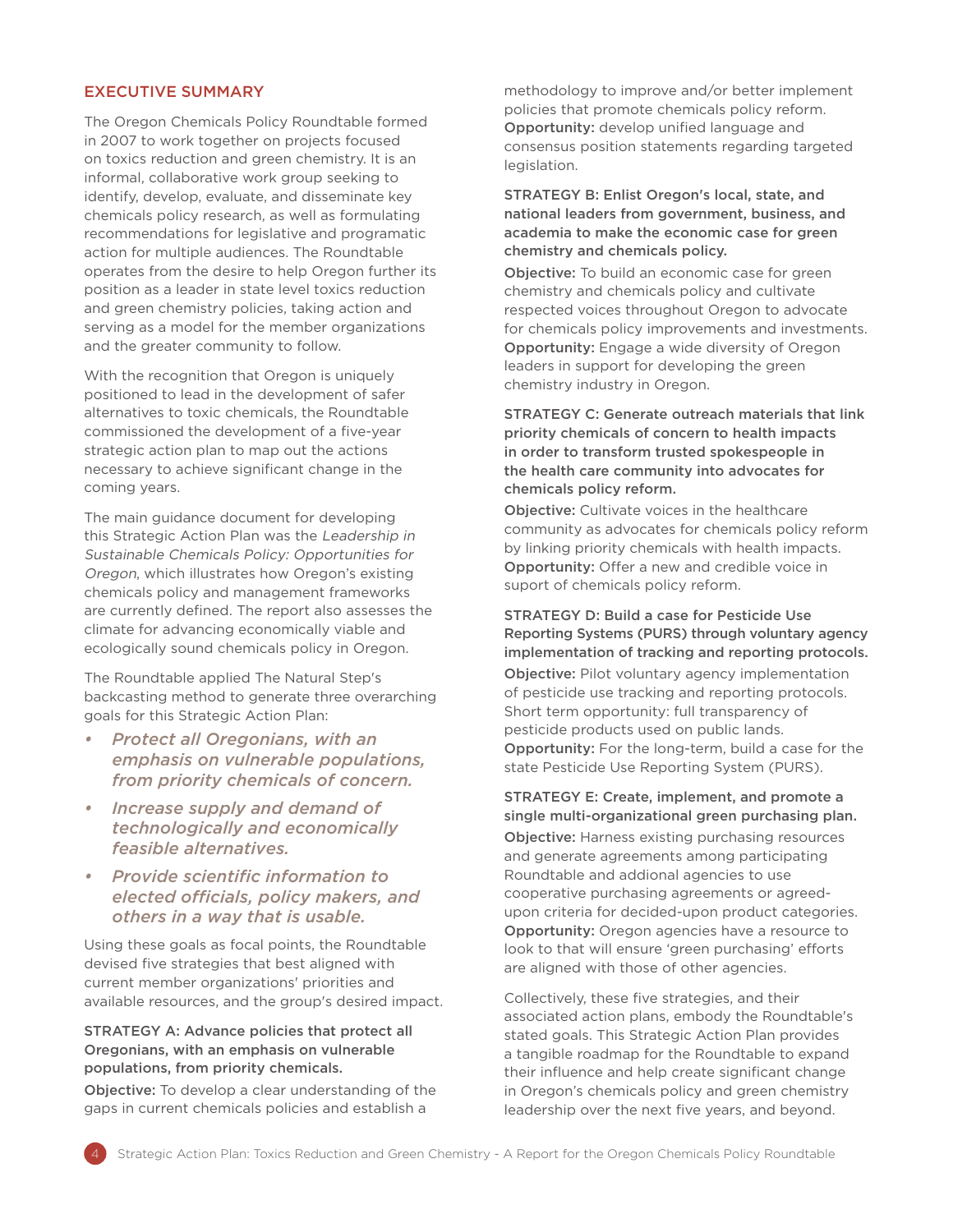## EXECUTIVE SUMMARY

The Oregon Chemicals Policy Roundtable formed in 2007 to work together on projects focused on toxics reduction and green chemistry. It is an informal, collaborative work group seeking to identify, develop, evaluate, and disseminate key chemicals policy research, as well as formulating recommendations for legislative and programatic action for multiple audiences. The Roundtable operates from the desire to help Oregon further its position as a leader in state level toxics reduction and green chemistry policies, taking action and serving as a model for the member organizations and the greater community to follow.

With the recognition that Oregon is uniquely positioned to lead in the development of safer alternatives to toxic chemicals, the Roundtable commissioned the development of a five-year strategic action plan to map out the actions necessary to achieve significant change in the coming years.

The main guidance document for developing this Strategic Action Plan was the *Leadership in Sustainable Chemicals Policy: Opportunities for Oregon*, which illustrates how Oregon's existing chemicals policy and management frameworks are currently defined. The report also assesses the climate for advancing economically viable and ecologically sound chemicals policy in Oregon.

The Roundtable applied The Natural Step's backcasting method to generate three overarching goals for this Strategic Action Plan:

- ***Protect all Oregonians, with an emphasis on vulnerable populations, from priority chemicals of concern.***
- ***Increase supply and demand of technologically and economically feasible alternatives.***
- ***Provide scientific information to elected officials, policy makers, and others in a way that is usable.***

Using these goals as focal points, the Roundtable devised five strategies that best aligned with current member organizations' priorities and available resources, and the group's desired impact.

**STRATEGY A: Advance policies that protect all Oregonians, with an emphasis on vulnerable populations, from priority chemicals.**

**Objective:** To develop a clear understanding of the gaps in current chemicals policies and establish a methodology to improve and/or better implement policies that promote chemicals policy reform.
**Opportunity:** develop unified language and consensus position statements regarding targeted legislation.

**STRATEGY B: Enlist Oregon's local, state, and national leaders from government, business, and academia to make the economic case for green chemistry and chemicals policy.**

**Objective:** To build an economic case for green chemistry and chemicals policy and cultivate respected voices throughout Oregon to advocate for chemicals policy improvements and investments.
**Opportunity:** Engage a wide diversity of Oregon leaders in support for developing the green chemistry industry in Oregon.

**STRATEGY C: Generate outreach materials that link priority chemicals of concern to health impacts in order to transform trusted spokespeople in the health care community into advocates for chemicals policy reform.**

**Objective:** Cultivate voices in the healthcare community as advocates for chemicals policy reform by linking priority chemicals with health impacts.
**Opportunity:** Offer a new and credible voice in suport of chemicals policy reform.

**STRATEGY D: Build a case for Pesticide Use Reporting Systems (PURS) through voluntary agency implementation of tracking and reporting protocols.**

**Objective:** Pilot voluntary agency implementation of pesticide use tracking and reporting protocols. Short term opportunity: full transparency of pesticide products used on public lands.
**Opportunity:** For the long-term, build a case for the state Pesticide Use Reporting System (PURS).

**STRATEGY E: Create, implement, and promote a single multi-organizational green purchasing plan.**

**Objective:** Harness existing purchasing resources and generate agreements among participating Roundtable and addional agencies to use cooperative purchasing agreements or agreed-upon criteria for decided-upon product categories.
**Opportunity:** Oregon agencies have a resource to look to that will ensure 'green purchasing' efforts are aligned with those of other agencies.

Collectively, these five strategies, and their associated action plans, embody the Roundtable's stated goals. This Strategic Action Plan provides a tangible roadmap for the Roundtable to expand their influence and help create significant change in Oregon's chemicals policy and green chemistry leadership over the next five years, and beyond.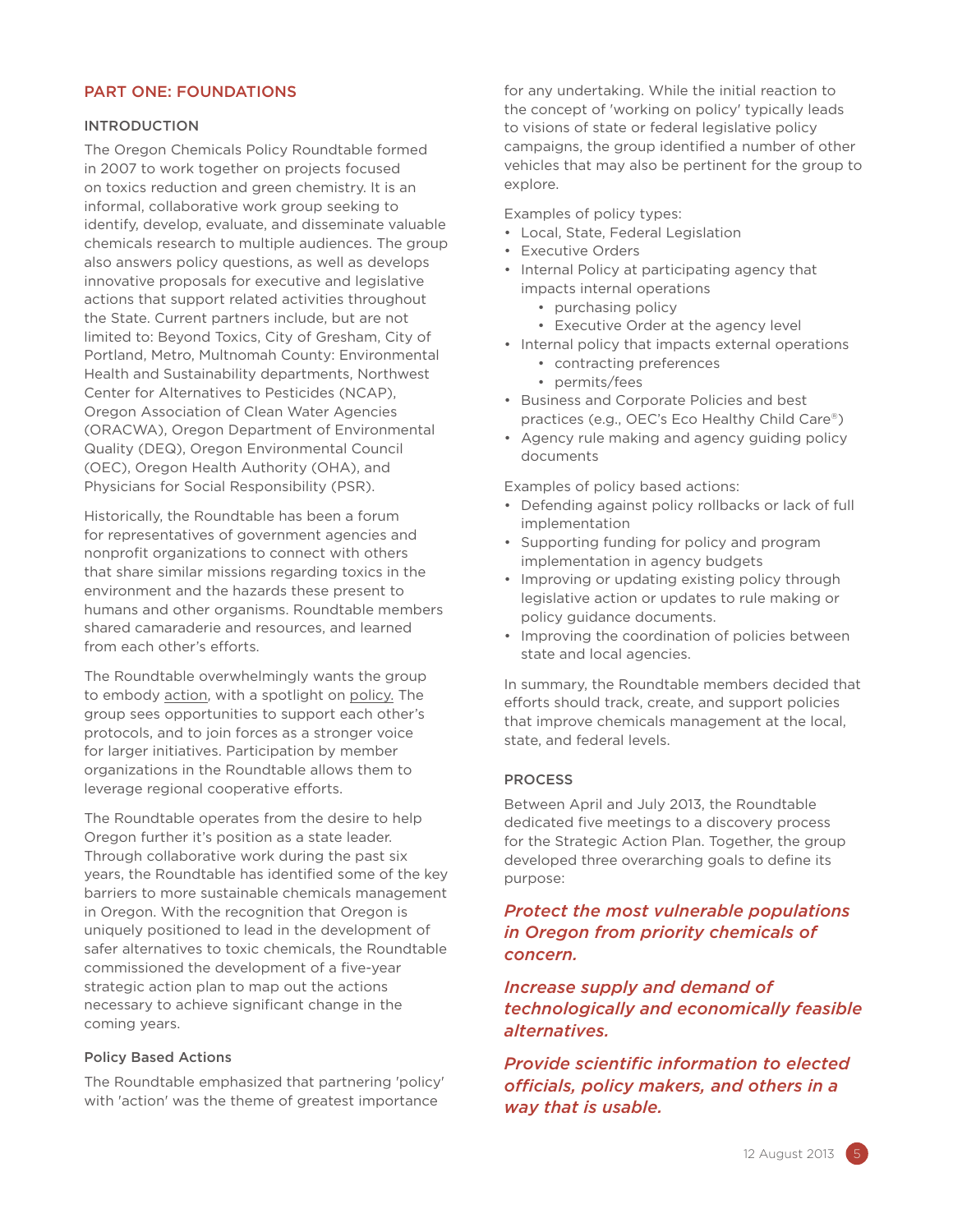## PART ONE: FOUNDATIONS

### INTRODUCTION

The Oregon Chemicals Policy Roundtable formed in 2007 to work together on projects focused on toxics reduction and green chemistry. It is an informal, collaborative work group seeking to identify, develop, evaluate, and disseminate valuable chemicals research to multiple audiences. The group also answers policy questions, as well as develops innovative proposals for executive and legislative actions that support related activities throughout the State. Current partners include, but are not limited to: Beyond Toxics, City of Gresham, City of Portland, Metro, Multnomah County: Environmental Health and Sustainability departments, Northwest Center for Alternatives to Pesticides (NCAP), Oregon Association of Clean Water Agencies (ORACWA), Oregon Department of Environmental Quality (DEQ), Oregon Environmental Council (OEC), Oregon Health Authority (OHA), and Physicians for Social Responsibility (PSR).

Historically, the Roundtable has been a forum for representatives of government agencies and nonprofit organizations to connect with others that share similar missions regarding toxics in the environment and the hazards these present to humans and other organisms. Roundtable members shared camaraderie and resources, and learned from each other's efforts.

The Roundtable overwhelmingly wants the group to embody <u>action</u>, with a spotlight on <u>policy.</u> The group sees opportunities to support each other's protocols, and to join forces as a stronger voice for larger initiatives. Participation by member organizations in the Roundtable allows them to leverage regional cooperative efforts.

The Roundtable operates from the desire to help Oregon further it's position as a state leader. Through collaborative work during the past six years, the Roundtable has identified some of the key barriers to more sustainable chemicals management in Oregon. With the recognition that Oregon is uniquely positioned to lead in the development of safer alternatives to toxic chemicals, the Roundtable commissioned the development of a five-year strategic action plan to map out the actions necessary to achieve significant change in the coming years.

#### Policy Based Actions

The Roundtable emphasized that partnering 'policy' with 'action' was the theme of greatest importance for any undertaking. While the initial reaction to the concept of 'working on policy' typically leads to visions of state or federal legislative policy campaigns, the group identified a number of other vehicles that may also be pertinent for the group to explore.

Examples of policy types:

- Local, State, Federal Legislation
- Executive Orders
- Internal Policy at participating agency that impacts internal operations
    - purchasing policy
    - Executive Order at the agency level
- Internal policy that impacts external operations
    - contracting preferences
    - permits/fees
- Business and Corporate Policies and best practices (e.g., OEC's Eco Healthy Child Care®)
- Agency rule making and agency guiding policy documents

Examples of policy based actions:

- Defending against policy rollbacks or lack of full implementation
- Supporting funding for policy and program implementation in agency budgets
- Improving or updating existing policy through legislative action or updates to rule making or policy guidance documents.
- Improving the coordination of policies between state and local agencies.

In summary, the Roundtable members decided that efforts should track, create, and support policies that improve chemicals management at the local, state, and federal levels.

### PROCESS

Between April and July 2013, the Roundtable dedicated five meetings to a discovery process for the Strategic Action Plan. Together, the group developed three overarching goals to define its purpose:

***Protect the most vulnerable populations in Oregon from priority chemicals of concern.***

***Increase supply and demand of technologically and economically feasible alternatives.***

***Provide scientific information to elected officials, policy makers, and others in a way that is usable.***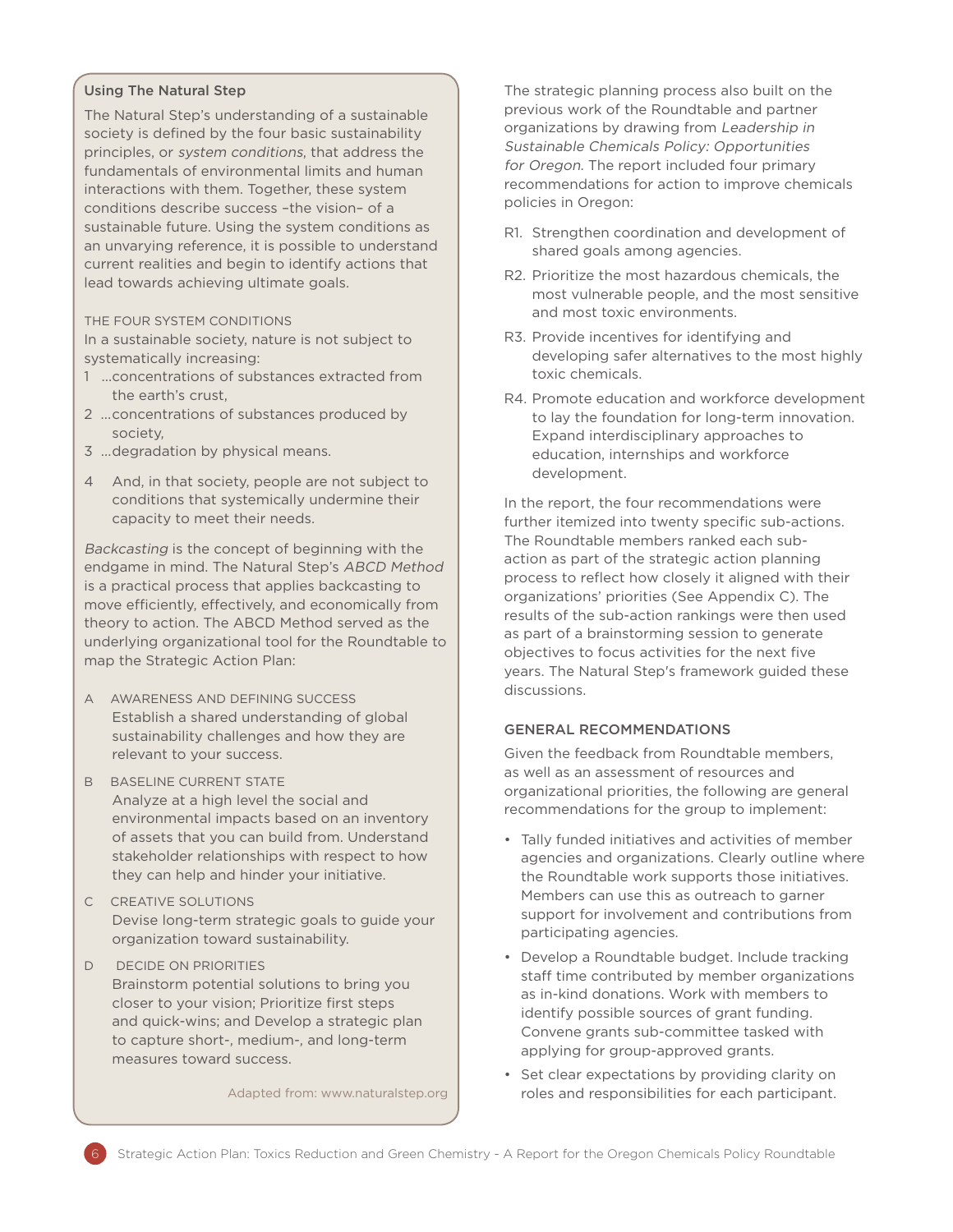### Using The Natural Step

The Natural Step's understanding of a sustainable society is defined by the four basic sustainability principles, or *system conditions,* that address the fundamentals of environmental limits and human interactions with them. Together, these system conditions describe success –the vision– of a sustainable future. Using the system conditions as an unvarying reference, it is possible to understand current realities and begin to identify actions that lead towards achieving ultimate goals.

THE FOUR SYSTEM CONDITIONS

In a sustainable society, nature is not subject to systematically increasing:

1. ...concentrations of substances extracted from the earth's crust,
2. ...concentrations of substances produced by society,
3. ...degradation by physical means.
4. And, in that society, people are not subject to conditions that systemically undermine their capacity to meet their needs.

*Backcasting* is the concept of beginning with the endgame in mind. The Natural Step's *ABCD Method* is a practical process that applies backcasting to move efficiently, effectively, and economically from theory to action. The ABCD Method served as the underlying organizational tool for the Roundtable to map the Strategic Action Plan:

A AWARENESS AND DEFINING SUCCESS
Establish a shared understanding of global sustainability challenges and how they are relevant to your success.

B BASELINE CURRENT STATE
Analyze at a high level the social and environmental impacts based on an inventory of assets that you can build from. Understand stakeholder relationships with respect to how they can help and hinder your initiative.

C CREATIVE SOLUTIONS
Devise long-term strategic goals to guide your organization toward sustainability.

D DECIDE ON PRIORITIES
Brainstorm potential solutions to bring you closer to your vision; Prioritize first steps and quick-wins; and Develop a strategic plan to capture short-, medium-, and long-term measures toward success.

Adapted from: www.naturalstep.org

The strategic planning process also built on the previous work of the Roundtable and partner organizations by drawing from *Leadership in Sustainable Chemicals Policy: Opportunities for Oregon.* The report included four primary recommendations for action to improve chemicals policies in Oregon:

R1. Strengthen coordination and development of shared goals among agencies.

R2. Prioritize the most hazardous chemicals, the most vulnerable people, and the most sensitive and most toxic environments.

R3. Provide incentives for identifying and developing safer alternatives to the most highly toxic chemicals.

R4. Promote education and workforce development to lay the foundation for long-term innovation. Expand interdisciplinary approaches to education, internships and workforce development.

In the report, the four recommendations were further itemized into twenty specific sub-actions. The Roundtable members ranked each sub-action as part of the strategic action planning process to reflect how closely it aligned with their organizations' priorities (See Appendix C). The results of the sub-action rankings were then used as part of a brainstorming session to generate objectives to focus activities for the next five years. The Natural Step's framework guided these discussions.

### GENERAL RECOMMENDATIONS

Given the feedback from Roundtable members, as well as an assessment of resources and organizational priorities, the following are general recommendations for the group to implement:

- Tally funded initiatives and activities of member agencies and organizations. Clearly outline where the Roundtable work supports those initiatives. Members can use this as outreach to garner support for involvement and contributions from participating agencies.
- Develop a Roundtable budget. Include tracking staff time contributed by member organizations as in-kind donations. Work with members to identify possible sources of grant funding. Convene grants sub-committee tasked with applying for group-approved grants.
- Set clear expectations by providing clarity on roles and responsibilities for each participant.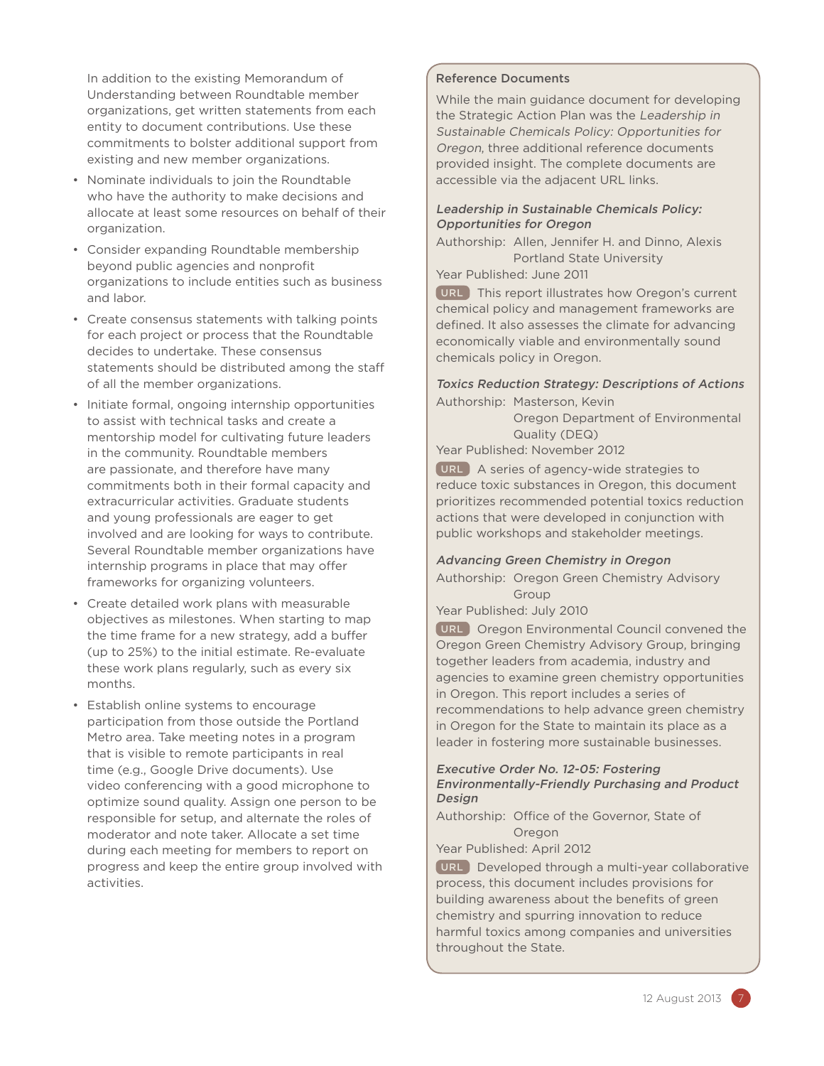In addition to the existing Memorandum of Understanding between Roundtable member organizations, get written statements from each entity to document contributions. Use these commitments to bolster additional support from existing and new member organizations.

- Nominate individuals to join the Roundtable who have the authority to make decisions and allocate at least some resources on behalf of their organization.
- Consider expanding Roundtable membership beyond public agencies and nonprofit organizations to include entities such as business and labor.
- Create consensus statements with talking points for each project or process that the Roundtable decides to undertake. These consensus statements should be distributed among the staff of all the member organizations.
- Initiate formal, ongoing internship opportunities to assist with technical tasks and create a mentorship model for cultivating future leaders in the community. Roundtable members are passionate, and therefore have many commitments both in their formal capacity and extracurricular activities. Graduate students and young professionals are eager to get involved and are looking for ways to contribute. Several Roundtable member organizations have internship programs in place that may offer frameworks for organizing volunteers.
- Create detailed work plans with measurable objectives as milestones. When starting to map the time frame for a new strategy, add a buffer (up to 25%) to the initial estimate. Re-evaluate these work plans regularly, such as every six months.
- Establish online systems to encourage participation from those outside the Portland Metro area. Take meeting notes in a program that is visible to remote participants in real time (e.g., Google Drive documents). Use video conferencing with a good microphone to optimize sound quality. Assign one person to be responsible for setup, and alternate the roles of moderator and note taker. Allocate a set time during each meeting for members to report on progress and keep the entire group involved with activities.

## Reference Documents

While the main guidance document for developing the Strategic Action Plan was the *Leadership in Sustainable Chemicals Policy: Opportunities for Oregon*, three additional reference documents provided insight. The complete documents are accessible via the adjacent URL links.

***Leadership in Sustainable Chemicals Policy: Opportunities for Oregon***

Authorship: Allen, Jennifer H. and Dinno, Alexis
Portland State University

Year Published: June 2011

URL This report illustrates how Oregon's current chemical policy and management frameworks are defined. It also assesses the climate for advancing economically viable and environmentally sound chemicals policy in Oregon.

***Toxics Reduction Strategy: Descriptions of Actions***

Authorship: Masterson, Kevin
Oregon Department of Environmental Quality (DEQ)

Year Published: November 2012

URL A series of agency-wide strategies to reduce toxic substances in Oregon, this document prioritizes recommended potential toxics reduction actions that were developed in conjunction with public workshops and stakeholder meetings.

***Advancing Green Chemistry in Oregon***

Authorship: Oregon Green Chemistry Advisory Group

Year Published: July 2010

URL Oregon Environmental Council convened the Oregon Green Chemistry Advisory Group, bringing together leaders from academia, industry and agencies to examine green chemistry opportunities in Oregon. This report includes a series of recommendations to help advance green chemistry in Oregon for the State to maintain its place as a leader in fostering more sustainable businesses.

***Executive Order No. 12-05: Fostering Environmentally-Friendly Purchasing and Product Design***

Authorship: Office of the Governor, State of Oregon

Year Published: April 2012

URL Developed through a multi-year collaborative process, this document includes provisions for building awareness about the benefits of green chemistry and spurring innovation to reduce harmful toxics among companies and universities throughout the State.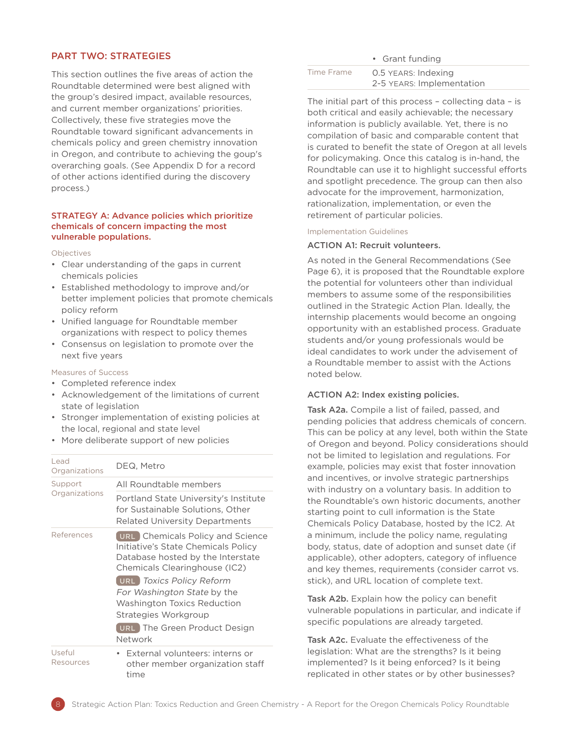## PART TWO: STRATEGIES

This section outlines the five areas of action the Roundtable determined were best aligned with the group's desired impact, available resources, and current member organizations' priorities. Collectively, these five strategies move the Roundtable toward significant advancements in chemicals policy and green chemistry innovation in Oregon, and contribute to achieving the goup's overarching goals. (See Appendix D for a record of other actions identified during the discovery process.)

### STRATEGY A: Advance policies which prioritize chemicals of concern impacting the most vulnerable populations.

Objectives

- Clear understanding of the gaps in current chemicals policies
- Established methodology to improve and/or better implement policies that promote chemicals policy reform
- Unified language for Roundtable member organizations with respect to policy themes
- Consensus on legislation to promote over the next five years

Measures of Success

- Completed reference index
- Acknowledgement of the limitations of current state of legislation
- Stronger implementation of existing policies at the local, regional and state level
- More deliberate support of new policies

| | |
|---|---|
| Lead Organizations | DEQ, Metro |
| Support Organizations | All Roundtable members |
| | Portland State University's Institute for Sustainable Solutions, Other Related University Departments |
| References | URL Chemicals Policy and Science Initiative's State Chemicals Policy Database hosted by the Interstate Chemicals Clearinghouse (IC2) |
| | URL *Toxics Policy Reform For Washington State* by the Washington Toxics Reduction Strategies Workgroup |
| | URL The Green Product Design Network |
| Useful Resources | • External volunteers: interns or other member organization staff time<br>• Grant funding |
| Time Frame | 0.5 YEARS: Indexing<br>2-5 YEARS: Implementation |

The initial part of this process – collecting data – is both critical and easily achievable; the necessary information is publicly available. Yet, there is no compilation of basic and comparable content that is curated to benefit the state of Oregon at all levels for policymaking. Once this catalog is in-hand, the Roundtable can use it to highlight successful efforts and spotlight precedence. The group can then also advocate for the improvement, harmonization, rationalization, implementation, or even the retirement of particular policies.

Implementation Guidelines

**ACTION A1: Recruit volunteers.**

As noted in the General Recommendations (See Page 6), it is proposed that the Roundtable explore the potential for volunteers other than individual members to assume some of the responsibilities outlined in the Strategic Action Plan. Ideally, the internship placements would become an ongoing opportunity with an established process. Graduate students and/or young professionals would be ideal candidates to work under the advisement of a Roundtable member to assist with the Actions noted below.

**ACTION A2: Index existing policies.**

**Task A2a.** Compile a list of failed, passed, and pending policies that address chemicals of concern. This can be policy at any level, both within the State of Oregon and beyond. Policy considerations should not be limited to legislation and regulations. For example, policies may exist that foster innovation and incentives, or involve strategic partnerships with industry on a voluntary basis. In addition to the Roundtable's own historic documents, another starting point to cull information is the State Chemicals Policy Database, hosted by the IC2. At a minimum, include the policy name, regulating body, status, date of adoption and sunset date (if applicable), other adopters, category of influence and key themes, requirements (consider carrot vs. stick), and URL location of complete text.

**Task A2b.** Explain how the policy can benefit vulnerable populations in particular, and indicate if specific populations are already targeted.

**Task A2c.** Evaluate the effectiveness of the legislation: What are the strengths? Is it being implemented? Is it being enforced? Is it being replicated in other states or by other businesses?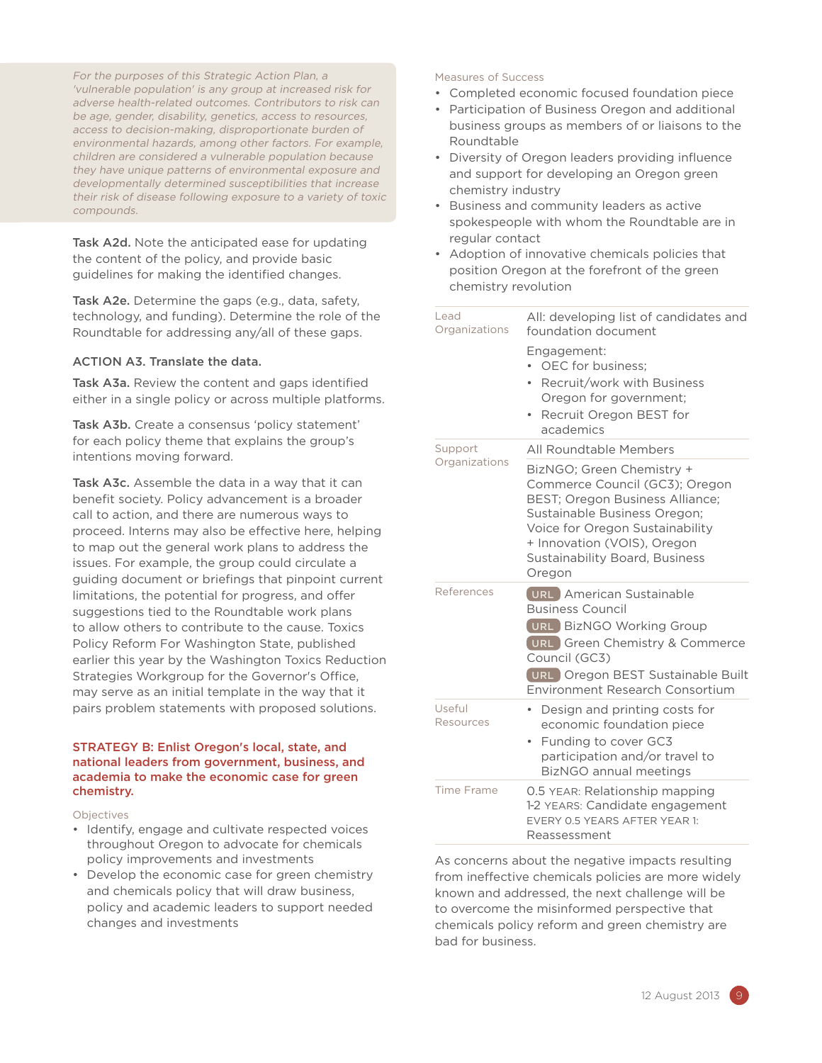*For the purposes of this Strategic Action Plan, a 'vulnerable population' is any group at increased risk for adverse health-related outcomes. Contributors to risk can be age, gender, disability, genetics, access to resources, access to decision-making, disproportionate burden of environmental hazards, among other factors. For example, children are considered a vulnerable population because they have unique patterns of environmental exposure and developmentally determined susceptibilities that increase their risk of disease following exposure to a variety of toxic compounds.*

**Task A2d.** Note the anticipated ease for updating the content of the policy, and provide basic guidelines for making the identified changes.

**Task A2e.** Determine the gaps (e.g., data, safety, technology, and funding). Determine the role of the Roundtable for addressing any/all of these gaps.

**ACTION A3. Translate the data.**

**Task A3a.** Review the content and gaps identified either in a single policy or across multiple platforms.

**Task A3b.** Create a consensus 'policy statement' for each policy theme that explains the group's intentions moving forward.

**Task A3c.** Assemble the data in a way that it can benefit society. Policy advancement is a broader call to action, and there are numerous ways to proceed. Interns may also be effective here, helping to map out the general work plans to address the issues. For example, the group could circulate a guiding document or briefings that pinpoint current limitations, the potential for progress, and offer suggestions tied to the Roundtable work plans to allow others to contribute to the cause. Toxics Policy Reform For Washington State, published earlier this year by the Washington Toxics Reduction Strategies Workgroup for the Governor's Office, may serve as an initial template in the way that it pairs problem statements with proposed solutions.

## STRATEGY B: Enlist Oregon's local, state, and national leaders from government, business, and academia to make the economic case for green chemistry.

Objectives

- Identify, engage and cultivate respected voices throughout Oregon to advocate for chemicals policy improvements and investments
- Develop the economic case for green chemistry and chemicals policy that will draw business, policy and academic leaders to support needed changes and investments

Measures of Success

- Completed economic focused foundation piece
- Participation of Business Oregon and additional business groups as members of or liaisons to the Roundtable
- Diversity of Oregon leaders providing influence and support for developing an Oregon green chemistry industry
- Business and community leaders as active spokespeople with whom the Roundtable are in regular contact
- Adoption of innovative chemicals policies that position Oregon at the forefront of the green chemistry revolution

| | |
|---|---|
| Lead Organizations | All: developing list of candidates and foundation document<br><br>Engagement:<br>• OEC for business;<br>• Recruit/work with Business Oregon for government;<br>• Recruit Oregon BEST for academics |
| Support Organizations | All Roundtable Members<br><br>BizNGO; Green Chemistry + Commerce Council (GC3); Oregon BEST; Oregon Business Alliance; Sustainable Business Oregon; Voice for Oregon Sustainability + Innovation (VOIS), Oregon Sustainability Board, Business Oregon |
| References | URL American Sustainable Business Council<br>URL BizNGO Working Group<br>URL Green Chemistry & Commerce Council (GC3)<br>URL Oregon BEST Sustainable Built Environment Research Consortium |
| Useful Resources | • Design and printing costs for economic foundation piece<br>• Funding to cover GC3 participation and/or travel to BizNGO annual meetings |
| Time Frame | 0.5 YEAR: Relationship mapping<br>1-2 YEARS: Candidate engagement<br>EVERY 0.5 YEARS AFTER YEAR 1: Reassessment |

As concerns about the negative impacts resulting from ineffective chemicals policies are more widely known and addressed, the next challenge will be to overcome the misinformed perspective that chemicals policy reform and green chemistry are bad for business.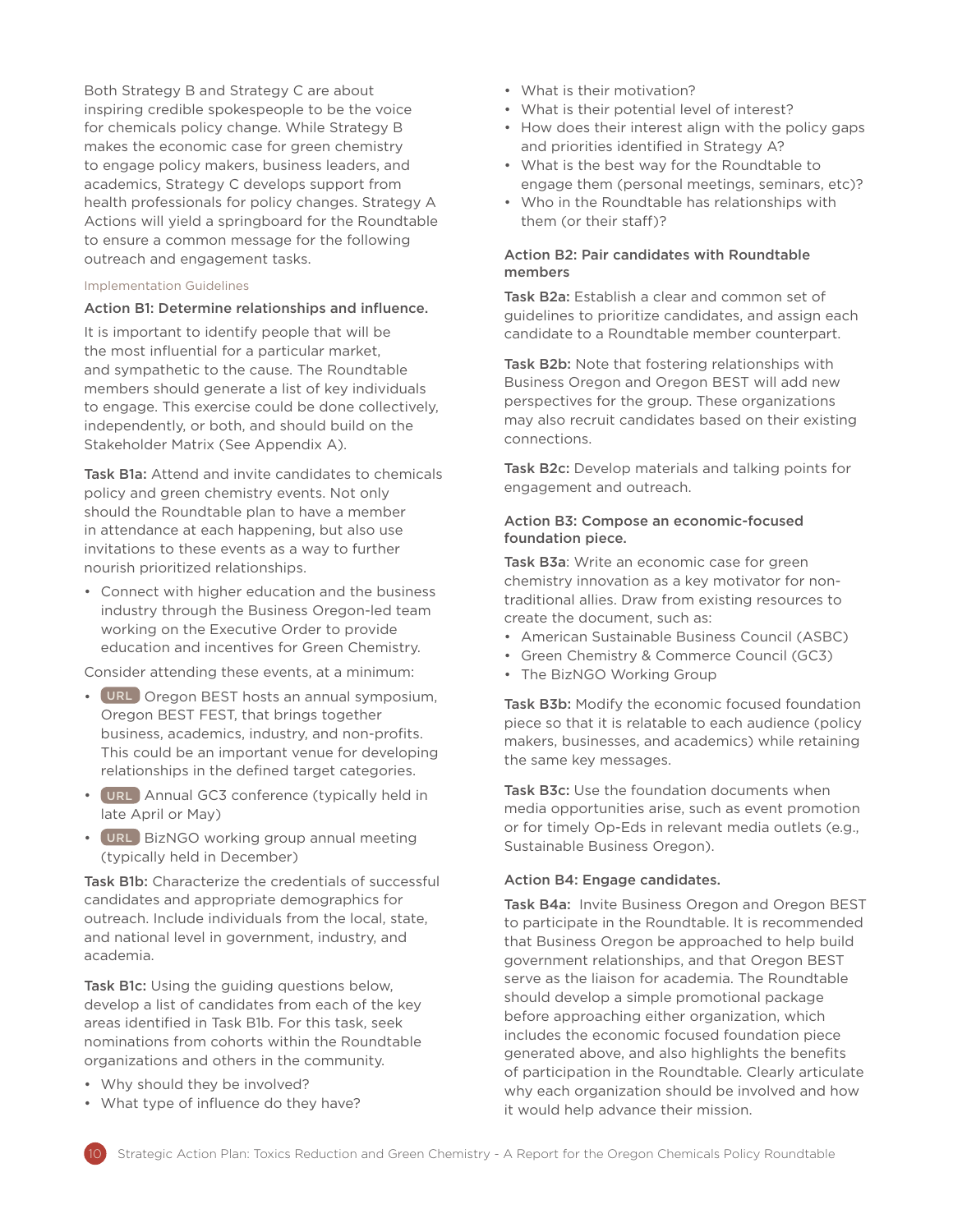Both Strategy B and Strategy C are about inspiring credible spokespeople to be the voice for chemicals policy change. While Strategy B makes the economic case for green chemistry to engage policy makers, business leaders, and academics, Strategy C develops support from health professionals for policy changes. Strategy A Actions will yield a springboard for the Roundtable to ensure a common message for the following outreach and engagement tasks.

#### Implementation Guidelines

**Action B1: Determine relationships and influence.**

It is important to identify people that will be the most influential for a particular market, and sympathetic to the cause. The Roundtable members should generate a list of key individuals to engage. This exercise could be done collectively, independently, or both, and should build on the Stakeholder Matrix (See Appendix A).

**Task B1a:** Attend and invite candidates to chemicals policy and green chemistry events. Not only should the Roundtable plan to have a member in attendance at each happening, but also use invitations to these events as a way to further nourish prioritized relationships.

- Connect with higher education and the business industry through the Business Oregon-led team working on the Executive Order to provide education and incentives for Green Chemistry.

Consider attending these events, at a minimum:

- URL Oregon BEST hosts an annual symposium, Oregon BEST FEST, that brings together business, academics, industry, and non-profits. This could be an important venue for developing relationships in the defined target categories.
- URL Annual GC3 conference (typically held in late April or May)
- URL BizNGO working group annual meeting (typically held in December)

**Task B1b:** Characterize the credentials of successful candidates and appropriate demographics for outreach. Include individuals from the local, state, and national level in government, industry, and academia.

**Task B1c:** Using the guiding questions below, develop a list of candidates from each of the key areas identified in Task B1b. For this task, seek nominations from cohorts within the Roundtable organizations and others in the community.

- Why should they be involved?
- What type of influence do they have?
- What is their motivation?
- What is their potential level of interest?
- How does their interest align with the policy gaps and priorities identified in Strategy A?
- What is the best way for the Roundtable to engage them (personal meetings, seminars, etc)?
- Who in the Roundtable has relationships with them (or their staff)?

**Action B2: Pair candidates with Roundtable members**

**Task B2a:** Establish a clear and common set of guidelines to prioritize candidates, and assign each candidate to a Roundtable member counterpart.

**Task B2b:** Note that fostering relationships with Business Oregon and Oregon BEST will add new perspectives for the group. These organizations may also recruit candidates based on their existing connections.

**Task B2c:** Develop materials and talking points for engagement and outreach.

**Action B3: Compose an economic-focused foundation piece.**

**Task B3a**: Write an economic case for green chemistry innovation as a key motivator for non-traditional allies. Draw from existing resources to create the document, such as:

- American Sustainable Business Council (ASBC)
- Green Chemistry & Commerce Council (GC3)
- The BizNGO Working Group

**Task B3b:** Modify the economic focused foundation piece so that it is relatable to each audience (policy makers, businesses, and academics) while retaining the same key messages.

**Task B3c:** Use the foundation documents when media opportunities arise, such as event promotion or for timely Op-Eds in relevant media outlets (e.g., Sustainable Business Oregon).

**Action B4: Engage candidates.**

**Task B4a:** Invite Business Oregon and Oregon BEST to participate in the Roundtable. It is recommended that Business Oregon be approached to help build government relationships, and that Oregon BEST serve as the liaison for academia. The Roundtable should develop a simple promotional package before approaching either organization, which includes the economic focused foundation piece generated above, and also highlights the benefits of participation in the Roundtable. Clearly articulate why each organization should be involved and how it would help advance their mission.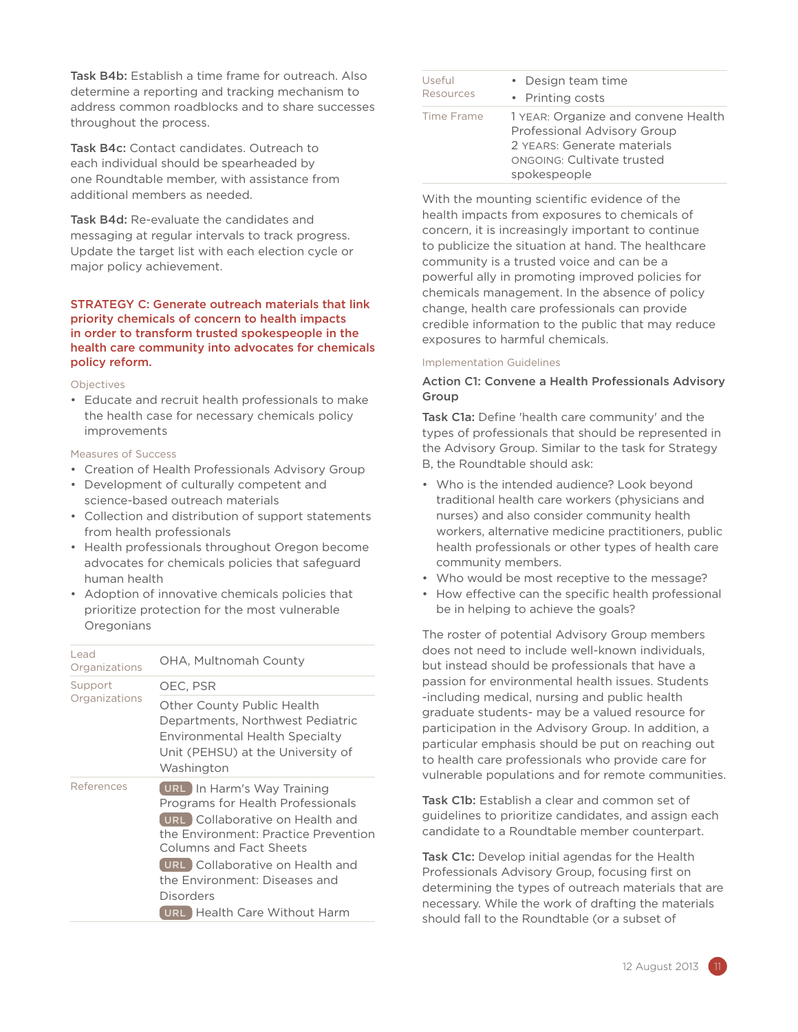**Task B4b:** Establish a time frame for outreach. Also determine a reporting and tracking mechanism to address common roadblocks and to share successes throughout the process.

**Task B4c:** Contact candidates. Outreach to each individual should be spearheaded by one Roundtable member, with assistance from additional members as needed.

**Task B4d:** Re-evaluate the candidates and messaging at regular intervals to track progress. Update the target list with each election cycle or major policy achievement.

## STRATEGY C: Generate outreach materials that link priority chemicals of concern to health impacts in order to transform trusted spokespeople in the health care community into advocates for chemicals policy reform.

### Objectives

- Educate and recruit health professionals to make the health case for necessary chemicals policy improvements

### Measures of Success

- Creation of Health Professionals Advisory Group
- Development of culturally competent and science-based outreach materials
- Collection and distribution of support statements from health professionals
- Health professionals throughout Oregon become advocates for chemicals policies that safeguard human health
- Adoption of innovative chemicals policies that prioritize protection for the most vulnerable Oregonians

| | |
|---|---|
| Lead Organizations | OHA, Multnomah County |
| Support Organizations | OEC, PSR |
| | Other County Public Health Departments, Northwest Pediatric Environmental Health Specialty Unit (PEHSU) at the University of Washington |
| References | URL In Harm's Way Training Programs for Health Professionals<br>URL Collaborative on Health and the Environment: Practice Prevention Columns and Fact Sheets<br>URL Collaborative on Health and the Environment: Diseases and Disorders<br>URL Health Care Without Harm |
| Useful Resources | • Design team time<br>• Printing costs |
| Time Frame | 1 YEAR: Organize and convene Health Professional Advisory Group<br>2 YEARS: Generate materials<br>ONGOING: Cultivate trusted spokespeople |

With the mounting scientific evidence of the health impacts from exposures to chemicals of concern, it is increasingly important to continue to publicize the situation at hand. The healthcare community is a trusted voice and can be a powerful ally in promoting improved policies for chemicals management. In the absence of policy change, health care professionals can provide credible information to the public that may reduce exposures to harmful chemicals.

### Implementation Guidelines

#### Action C1: Convene a Health Professionals Advisory Group

**Task C1a:** Define 'health care community' and the types of professionals that should be represented in the Advisory Group. Similar to the task for Strategy B, the Roundtable should ask:

- Who is the intended audience? Look beyond traditional health care workers (physicians and nurses) and also consider community health workers, alternative medicine practitioners, public health professionals or other types of health care community members.
- Who would be most receptive to the message?
- How effective can the specific health professional be in helping to achieve the goals?

The roster of potential Advisory Group members does not need to include well-known individuals, but instead should be professionals that have a passion for environmental health issues. Students -including medical, nursing and public health graduate students- may be a valued resource for participation in the Advisory Group. In addition, a particular emphasis should be put on reaching out to health care professionals who provide care for vulnerable populations and for remote communities.

**Task C1b:** Establish a clear and common set of guidelines to prioritize candidates, and assign each candidate to a Roundtable member counterpart.

**Task C1c:** Develop initial agendas for the Health Professionals Advisory Group, focusing first on determining the types of outreach materials that are necessary. While the work of drafting the materials should fall to the Roundtable (or a subset of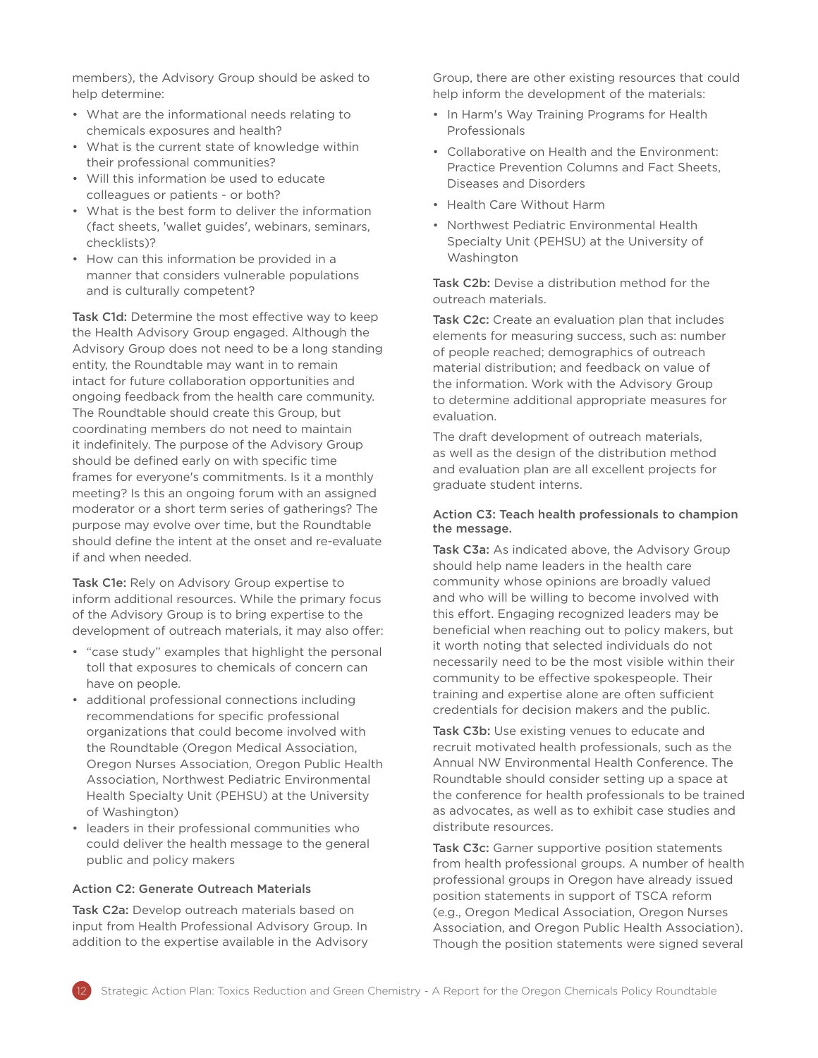members), the Advisory Group should be asked to help determine:

- What are the informational needs relating to chemicals exposures and health?
- What is the current state of knowledge within their professional communities?
- Will this information be used to educate colleagues or patients - or both?
- What is the best form to deliver the information (fact sheets, 'wallet guides', webinars, seminars, checklists)?
- How can this information be provided in a manner that considers vulnerable populations and is culturally competent?

**Task C1d:** Determine the most effective way to keep the Health Advisory Group engaged. Although the Advisory Group does not need to be a long standing entity, the Roundtable may want in to remain intact for future collaboration opportunities and ongoing feedback from the health care community. The Roundtable should create this Group, but coordinating members do not need to maintain it indefinitely. The purpose of the Advisory Group should be defined early on with specific time frames for everyone's commitments. Is it a monthly meeting? Is this an ongoing forum with an assigned moderator or a short term series of gatherings? The purpose may evolve over time, but the Roundtable should define the intent at the onset and re-evaluate if and when needed.

**Task C1e:** Rely on Advisory Group expertise to inform additional resources. While the primary focus of the Advisory Group is to bring expertise to the development of outreach materials, it may also offer:

- "case study" examples that highlight the personal toll that exposures to chemicals of concern can have on people.
- additional professional connections including recommendations for specific professional organizations that could become involved with the Roundtable (Oregon Medical Association, Oregon Nurses Association, Oregon Public Health Association, Northwest Pediatric Environmental Health Specialty Unit (PEHSU) at the University of Washington)
- leaders in their professional communities who could deliver the health message to the general public and policy makers

### Action C2: Generate Outreach Materials

**Task C2a:** Develop outreach materials based on input from Health Professional Advisory Group. In addition to the expertise available in the Advisory Group, there are other existing resources that could help inform the development of the materials:

- In Harm's Way Training Programs for Health Professionals
- Collaborative on Health and the Environment: Practice Prevention Columns and Fact Sheets, Diseases and Disorders
- Health Care Without Harm
- Northwest Pediatric Environmental Health Specialty Unit (PEHSU) at the University of Washington

**Task C2b:** Devise a distribution method for the outreach materials.

**Task C2c:** Create an evaluation plan that includes elements for measuring success, such as: number of people reached; demographics of outreach material distribution; and feedback on value of the information. Work with the Advisory Group to determine additional appropriate measures for evaluation.

The draft development of outreach materials, as well as the design of the distribution method and evaluation plan are all excellent projects for graduate student interns.

### Action C3: Teach health professionals to champion the message.

**Task C3a:** As indicated above, the Advisory Group should help name leaders in the health care community whose opinions are broadly valued and who will be willing to become involved with this effort. Engaging recognized leaders may be beneficial when reaching out to policy makers, but it worth noting that selected individuals do not necessarily need to be the most visible within their community to be effective spokespeople. Their training and expertise alone are often sufficient credentials for decision makers and the public.

**Task C3b:** Use existing venues to educate and recruit motivated health professionals, such as the Annual NW Environmental Health Conference. The Roundtable should consider setting up a space at the conference for health professionals to be trained as advocates, as well as to exhibit case studies and distribute resources.

**Task C3c:** Garner supportive position statements from health professional groups. A number of health professional groups in Oregon have already issued position statements in support of TSCA reform (e.g., Oregon Medical Association, Oregon Nurses Association, and Oregon Public Health Association). Though the position statements were signed several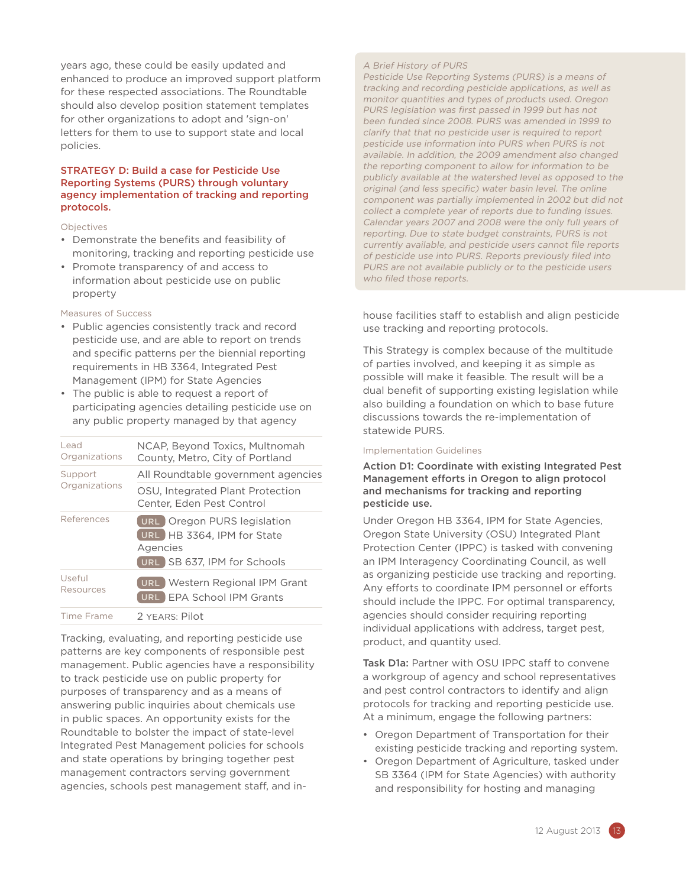years ago, these could be easily updated and enhanced to produce an improved support platform for these respected associations. The Roundtable should also develop position statement templates for other organizations to adopt and 'sign-on' letters for them to use to support state and local policies.

### STRATEGY D: Build a case for Pesticide Use Reporting Systems (PURS) through voluntary agency implementation of tracking and reporting protocols.

Objectives

- Demonstrate the benefits and feasibility of monitoring, tracking and reporting pesticide use
- Promote transparency of and access to information about pesticide use on public property

Measures of Success

- Public agencies consistently track and record pesticide use, and are able to report on trends and specific patterns per the biennial reporting requirements in HB 3364, Integrated Pest Management (IPM) for State Agencies
- The public is able to request a report of participating agencies detailing pesticide use on any public property managed by that agency

| | |
|---|---|
| Lead Organizations | NCAP, Beyond Toxics, Multnomah County, Metro, City of Portland |
| Support Organizations | All Roundtable government agencies<br>OSU, Integrated Plant Protection Center, Eden Pest Control |
| References | URL Oregon PURS legislation<br>URL HB 3364, IPM for State Agencies<br>URL SB 637, IPM for Schools |
| Useful Resources | URL Western Regional IPM Grant<br>URL EPA School IPM Grants |
| Time Frame | 2 YEARS: Pilot |

Tracking, evaluating, and reporting pesticide use patterns are key components of responsible pest management. Public agencies have a responsibility to track pesticide use on public property for purposes of transparency and as a means of answering public inquiries about chemicals use in public spaces. An opportunity exists for the Roundtable to bolster the impact of state-level Integrated Pest Management policies for schools and state operations by bringing together pest management contractors serving government agencies, schools pest management staff, and in-house facilities staff to establish and align pesticide use tracking and reporting protocols.

*A Brief History of PURS*
*Pesticide Use Reporting Systems (PURS) is a means of tracking and recording pesticide applications, as well as monitor quantities and types of products used. Oregon PURS legislation was first passed in 1999 but has not been funded since 2008. PURS was amended in 1999 to clarify that that no pesticide user is required to report pesticide use information into PURS when PURS is not available. In addition, the 2009 amendment also changed the reporting component to allow for information to be publicly available at the watershed level as opposed to the original (and less specific) water basin level. The online component was partially implemented in 2002 but did not collect a complete year of reports due to funding issues. Calendar years 2007 and 2008 were the only full years of reporting. Due to state budget constraints, PURS is not currently available, and pesticide users cannot file reports of pesticide use into PURS. Reports previously filed into PURS are not available publicly or to the pesticide users who filed those reports.*

This Strategy is complex because of the multitude of parties involved, and keeping it as simple as possible will make it feasible. The result will be a dual benefit of supporting existing legislation while also building a foundation on which to base future discussions towards the re-implementation of statewide PURS.

Implementation Guidelines

**Action D1: Coordinate with existing Integrated Pest Management efforts in Oregon to align protocol and mechanisms for tracking and reporting pesticide use.**

Under Oregon HB 3364, IPM for State Agencies, Oregon State University (OSU) Integrated Plant Protection Center (IPPC) is tasked with convening an IPM Interagency Coordinating Council, as well as organizing pesticide use tracking and reporting. Any efforts to coordinate IPM personnel or efforts should include the IPPC. For optimal transparency, agencies should consider requiring reporting individual applications with address, target pest, product, and quantity used.

**Task D1a:** Partner with OSU IPPC staff to convene a workgroup of agency and school representatives and pest control contractors to identify and align protocols for tracking and reporting pesticide use. At a minimum, engage the following partners:

- Oregon Department of Transportation for their existing pesticide tracking and reporting system.
- Oregon Department of Agriculture, tasked under SB 3364 (IPM for State Agencies) with authority and responsibility for hosting and managing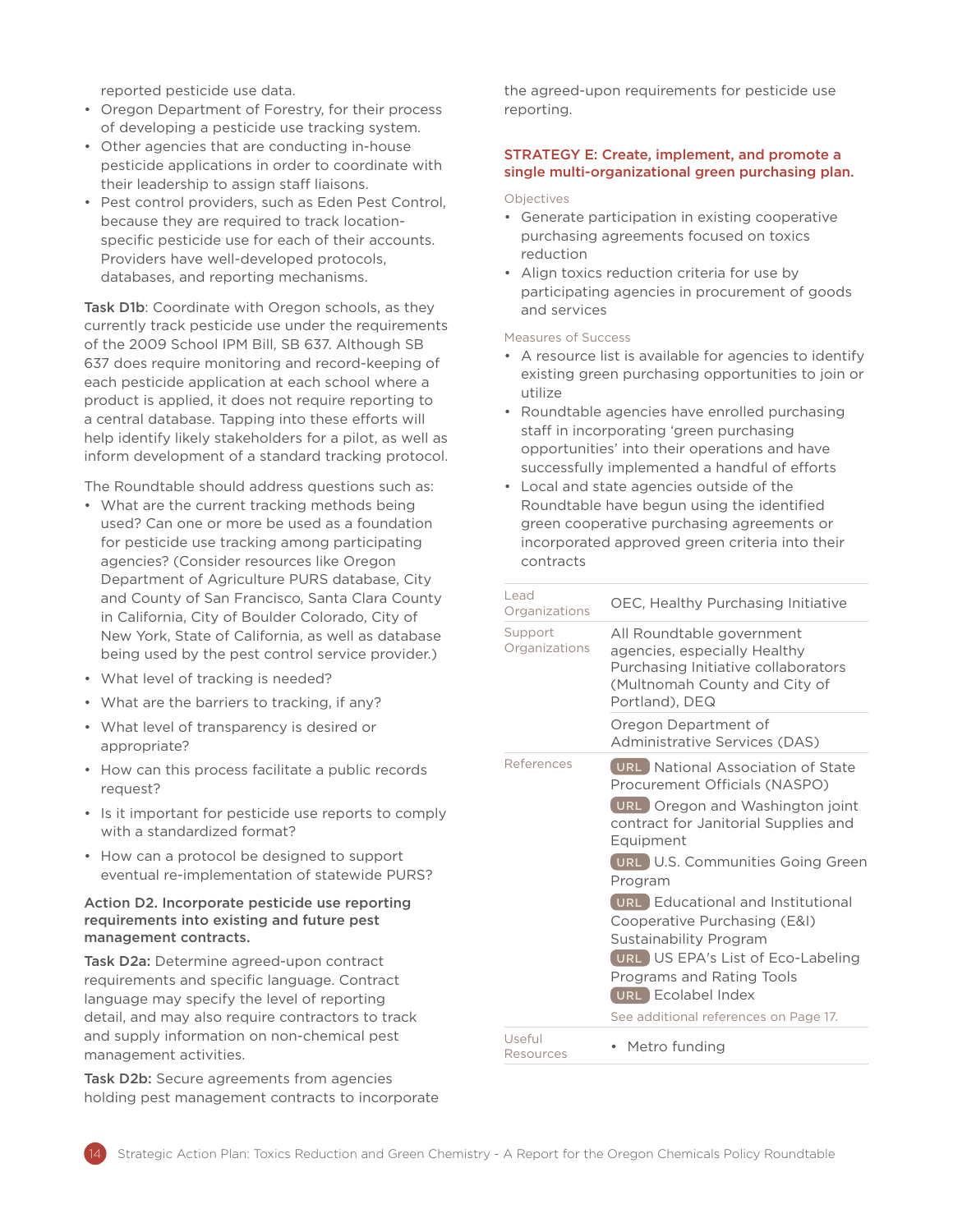reported pesticide use data.

- Oregon Department of Forestry, for their process of developing a pesticide use tracking system.
- Other agencies that are conducting in-house pesticide applications in order to coordinate with their leadership to assign staff liaisons.
- Pest control providers, such as Eden Pest Control, because they are required to track location-specific pesticide use for each of their accounts. Providers have well-developed protocols, databases, and reporting mechanisms.

**Task D1b**: Coordinate with Oregon schools, as they currently track pesticide use under the requirements of the 2009 School IPM Bill, SB 637. Although SB 637 does require monitoring and record-keeping of each pesticide application at each school where a product is applied, it does not require reporting to a central database. Tapping into these efforts will help identify likely stakeholders for a pilot, as well as inform development of a standard tracking protocol.

The Roundtable should address questions such as:

- What are the current tracking methods being used? Can one or more be used as a foundation for pesticide use tracking among participating agencies? (Consider resources like Oregon Department of Agriculture PURS database, City and County of San Francisco, Santa Clara County in California, City of Boulder Colorado, City of New York, State of California, as well as database being used by the pest control service provider.)
- What level of tracking is needed?
- What are the barriers to tracking, if any?
- What level of transparency is desired or appropriate?
- How can this process facilitate a public records request?
- Is it important for pesticide use reports to comply with a standardized format?
- How can a protocol be designed to support eventual re-implementation of statewide PURS?

**Action D2. Incorporate pesticide use reporting requirements into existing and future pest management contracts.**

**Task D2a:** Determine agreed-upon contract requirements and specific language. Contract language may specify the level of reporting detail, and may also require contractors to track and supply information on non-chemical pest management activities.

**Task D2b:** Secure agreements from agencies holding pest management contracts to incorporate the agreed-upon requirements for pesticide use reporting.

### STRATEGY E: Create, implement, and promote a single multi-organizational green purchasing plan.

Objectives

- Generate participation in existing cooperative purchasing agreements focused on toxics reduction
- Align toxics reduction criteria for use by participating agencies in procurement of goods and services

Measures of Success

- A resource list is available for agencies to identify existing green purchasing opportunities to join or utilize
- Roundtable agencies have enrolled purchasing staff in incorporating ‘green purchasing opportunities’ into their operations and have successfully implemented a handful of efforts
- Local and state agencies outside of the Roundtable have begun using the identified green cooperative purchasing agreements or incorporated approved green criteria into their contracts

| | |
|---|---|
| Lead Organizations | OEC, Healthy Purchasing Initiative |
| Support Organizations | All Roundtable government agencies, especially Healthy Purchasing Initiative collaborators (Multnomah County and City of Portland), DEQ |
| | Oregon Department of Administrative Services (DAS) |
| References | URL National Association of State Procurement Officials (NASPO)<br>URL Oregon and Washington joint contract for Janitorial Supplies and Equipment<br>URL U.S. Communities Going Green Program<br>URL Educational and Institutional Cooperative Purchasing (E&I) Sustainability Program<br>URL US EPA's List of Eco-Labeling Programs and Rating Tools<br>URL Ecolabel Index<br>See additional references on Page 17. |
| Useful Resources | • Metro funding |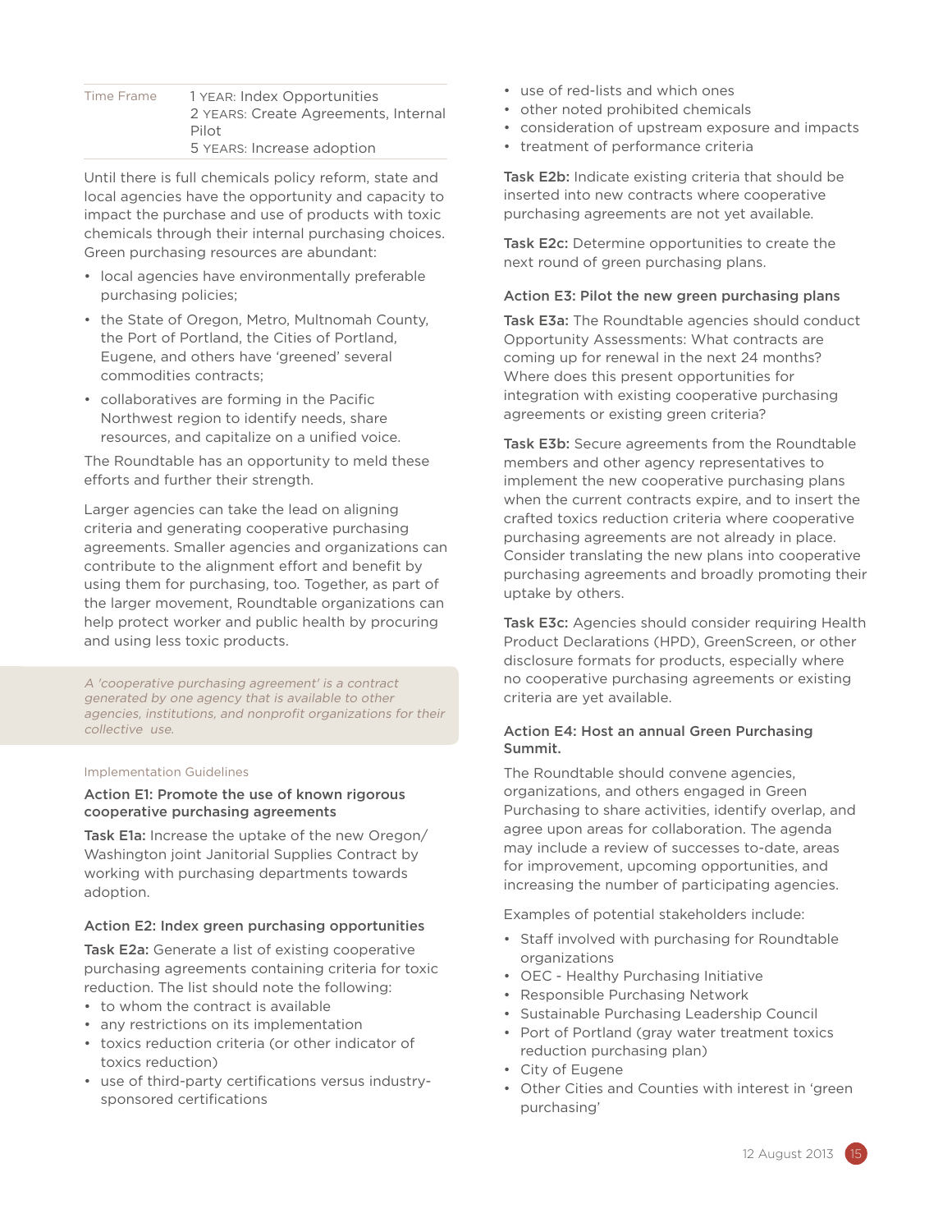| Time Frame | 1 YEAR: Index Opportunities<br>2 YEARS: Create Agreements, Internal Pilot<br>5 YEARS: Increase adoption |
|---|---|

Until there is full chemicals policy reform, state and local agencies have the opportunity and capacity to impact the purchase and use of products with toxic chemicals through their internal purchasing choices. Green purchasing resources are abundant:

- local agencies have environmentally preferable purchasing policies;
- the State of Oregon, Metro, Multnomah County, the Port of Portland, the Cities of Portland, Eugene, and others have 'greened' several commodities contracts;
- collaboratives are forming in the Pacific Northwest region to identify needs, share resources, and capitalize on a unified voice.

The Roundtable has an opportunity to meld these efforts and further their strength.

Larger agencies can take the lead on aligning criteria and generating cooperative purchasing agreements. Smaller agencies and organizations can contribute to the alignment effort and benefit by using them for purchasing, too. Together, as part of the larger movement, Roundtable organizations can help protect worker and public health by procuring and using less toxic products.

*A 'cooperative purchasing agreement' is a contract generated by one agency that is available to other agencies, institutions, and nonprofit organizations for their collective use.*

Implementation Guidelines

### Action E1: Promote the use of known rigorous cooperative purchasing agreements

**Task E1a:** Increase the uptake of the new Oregon/Washington joint Janitorial Supplies Contract by working with purchasing departments towards adoption.

### Action E2: Index green purchasing opportunities

**Task E2a:** Generate a list of existing cooperative purchasing agreements containing criteria for toxic reduction. The list should note the following:

- to whom the contract is available
- any restrictions on its implementation
- toxics reduction criteria (or other indicator of toxics reduction)
- use of third-party certifications versus industry-sponsored certifications
- use of red-lists and which ones
- other noted prohibited chemicals
- consideration of upstream exposure and impacts
- treatment of performance criteria

**Task E2b:** Indicate existing criteria that should be inserted into new contracts where cooperative purchasing agreements are not yet available.

**Task E2c:** Determine opportunities to create the next round of green purchasing plans.

### Action E3: Pilot the new green purchasing plans

**Task E3a:** The Roundtable agencies should conduct Opportunity Assessments: What contracts are coming up for renewal in the next 24 months? Where does this present opportunities for integration with existing cooperative purchasing agreements or existing green criteria?

**Task E3b:** Secure agreements from the Roundtable members and other agency representatives to implement the new cooperative purchasing plans when the current contracts expire, and to insert the crafted toxics reduction criteria where cooperative purchasing agreements are not already in place. Consider translating the new plans into cooperative purchasing agreements and broadly promoting their uptake by others.

**Task E3c:** Agencies should consider requiring Health Product Declarations (HPD), GreenScreen, or other disclosure formats for products, especially where no cooperative purchasing agreements or existing criteria are yet available.

### Action E4: Host an annual Green Purchasing Summit.

The Roundtable should convene agencies, organizations, and others engaged in Green Purchasing to share activities, identify overlap, and agree upon areas for collaboration. The agenda may include a review of successes to-date, areas for improvement, upcoming opportunities, and increasing the number of participating agencies.

Examples of potential stakeholders include:

- Staff involved with purchasing for Roundtable organizations
- OEC - Healthy Purchasing Initiative
- Responsible Purchasing Network
- Sustainable Purchasing Leadership Council
- Port of Portland (gray water treatment toxics reduction purchasing plan)
- City of Eugene
- Other Cities and Counties with interest in 'green purchasing'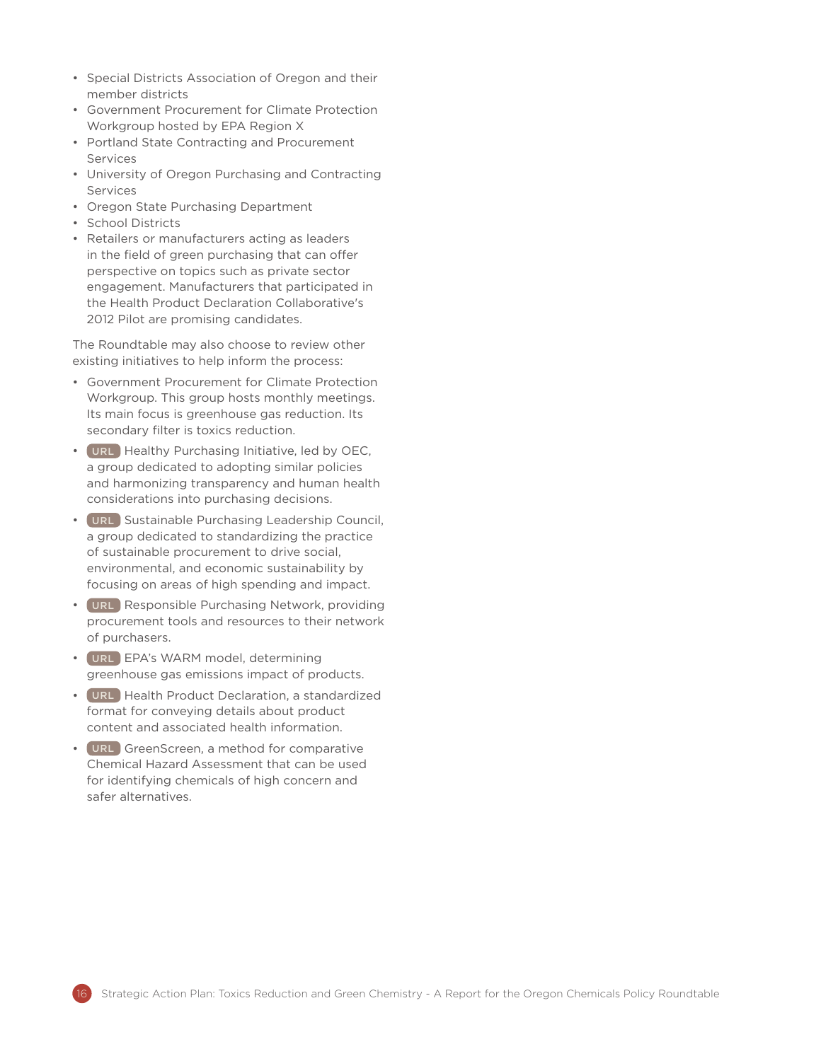- Special Districts Association of Oregon and their member districts
- Government Procurement for Climate Protection Workgroup hosted by EPA Region X
- Portland State Contracting and Procurement Services
- University of Oregon Purchasing and Contracting Services
- Oregon State Purchasing Department
- School Districts
- Retailers or manufacturers acting as leaders in the field of green purchasing that can offer perspective on topics such as private sector engagement. Manufacturers that participated in the Health Product Declaration Collaborative's 2012 Pilot are promising candidates.

The Roundtable may also choose to review other existing initiatives to help inform the process:

- Government Procurement for Climate Protection Workgroup. This group hosts monthly meetings. Its main focus is greenhouse gas reduction. Its secondary filter is toxics reduction.
- URL Healthy Purchasing Initiative, led by OEC, a group dedicated to adopting similar policies and harmonizing transparency and human health considerations into purchasing decisions.
- URL Sustainable Purchasing Leadership Council, a group dedicated to standardizing the practice of sustainable procurement to drive social, environmental, and economic sustainability by focusing on areas of high spending and impact.
- URL Responsible Purchasing Network, providing procurement tools and resources to their network of purchasers.
- URL EPA's WARM model, determining greenhouse gas emissions impact of products.
- URL Health Product Declaration, a standardized format for conveying details about product content and associated health information.
- URL GreenScreen, a method for comparative Chemical Hazard Assessment that can be used for identifying chemicals of high concern and safer alternatives.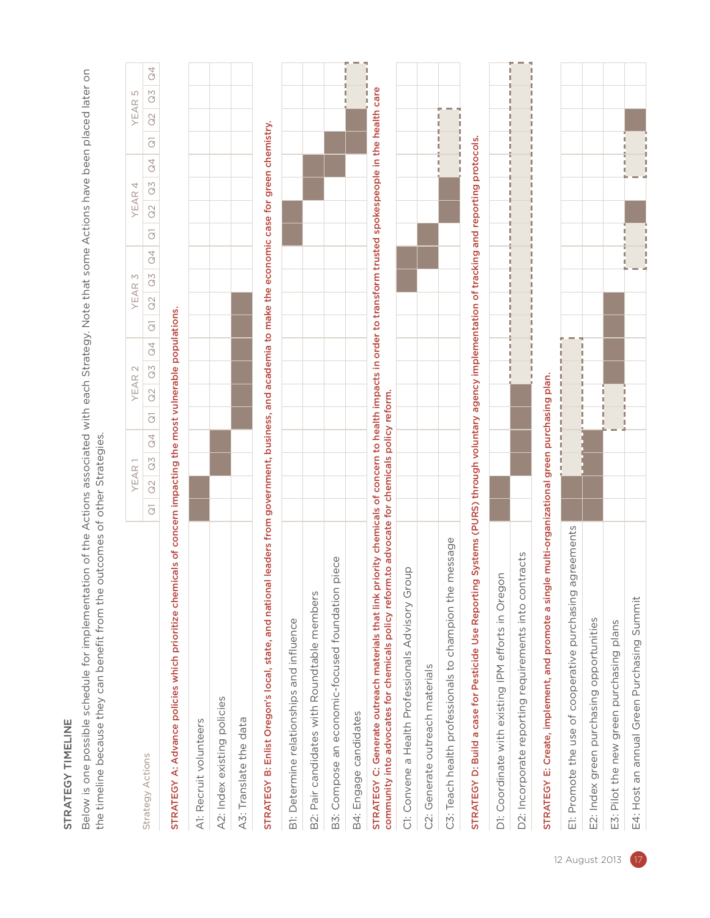## STRATEGY TIMELINE

Below is one possible schedule for implementation of the Actions associated with each Strategy. Note that some Actions have been placed later on the timeline because they can benefit from the outcomes of other Strategies.

| Strategy Actions | YEAR 1 | | | | YEAR 2 | | | | YEAR 3 | | | | YEAR 4 | | | | YEAR 5 | | | |
|---|---|---|---|---|---|---|---|---|---|---|---|---|---|---|---|---|---|---|---|---|
| | Q1 | Q2 | Q3 | Q4 | Q1 | Q2 | Q3 | Q4 | Q1 | Q2 | Q3 | Q4 | Q1 | Q2 | Q3 | Q4 | Q1 | Q2 | Q3 | Q4 |
| **STRATEGY A: Advance policies which prioritize chemicals of concern impacting the most vulnerable populations.** | | | | | | | | | | | | | | | | | | | | |
| A1: Recruit volunteers | ■ | ■ | | | | | | | | | | | | | | | | | | |
| A2: Index existing policies | | | ■ | ■ | | | | | | | | | | | | | | | | |
| A3: Translate the data | | | | | ■ | ■ | ■ | ■ | ■ | ■ | | | | | | | | | | |
| **STRATEGY B: Enlist Oregon's local, state, and national leaders from government, business, and academia to make the economic case for green chemistry.** | | | | | | | | | | | | | | | | | | | | |
| B1: Determine relationships and influence | | | | | | | | | | | | | ■ | ■ | | | | | | |
| B2: Pair candidates with Roundtable members | | | | | | | | | | | | | | | ■ | ■ | | | | |
| B3: Compose an economic-focused foundation piece | | | | | | | | | | | | | | | | ■ | ■ | | | |
| B4: Engage candidates | | | | | | | | | | | | | | | | | ■ | ■ | □ | □ |
| **STRATEGY C: Generate outreach materials that link priority chemicals of concern to health impacts in order to transform trusted spokespeople in the health care community into advocates for chemicals policy reform.to advocate for chemicals policy reform.** | | | | | | | | | | | | | | | | | | | | |
| C1: Convene a Health Professionals Advisory Group | | | | | | | | | | | ■ | ■ | | | | | | | | |
| C2: Generate outreach materials | | | | | | | | | | | | ■ | ■ | | | | | | | |
| C3: Teach health professionals to champion the message | | | | | | | | | | | | | | ■ | ■ | □ | □ | □ | | |
| **STRATEGY D: Build a case for Pesticide Use Reporting Systems (PURS) through voluntary agency implementation of tracking and reporting protocols.** | | | | | | | | | | | | | | | | | | | | |
| D1: Coordinate with existing IPM efforts in Oregon | ■ | ■ | | | | | | | | | | | | | | | | | | |
| D2: Incorporate reporting requirements into contracts | | | ■ | ■ | ■ | ■ | □ | □ | □ | □ | □ | □ | □ | □ | □ | □ | □ | □ | □ | □ |
| **STRATEGY E: Create, implement, and promote a single multi-organizational green purchasing plan.** | | | | | | | | | | | | | | | | | | | | |
| E1: Promote the use of cooperative purchasing agreements | ■ | ■ | □ | □ | □ | □ | □ | □ | | | | | | | | | | | | |
| E2: Index green purchasing opportunities | ■ | ■ | ■ | ■ | | | | | | | | | | | | | | | | |
| E3: Pilot the new green purchasing plans | | | | | □ | □ | ■ | ■ | ■ | ■ | | | | | | | | | | |
| E4: Host an annual Green Purchasing Summit | | | | | | | | | | | | □ | □ | ■ | | □ | □ | ■ | | |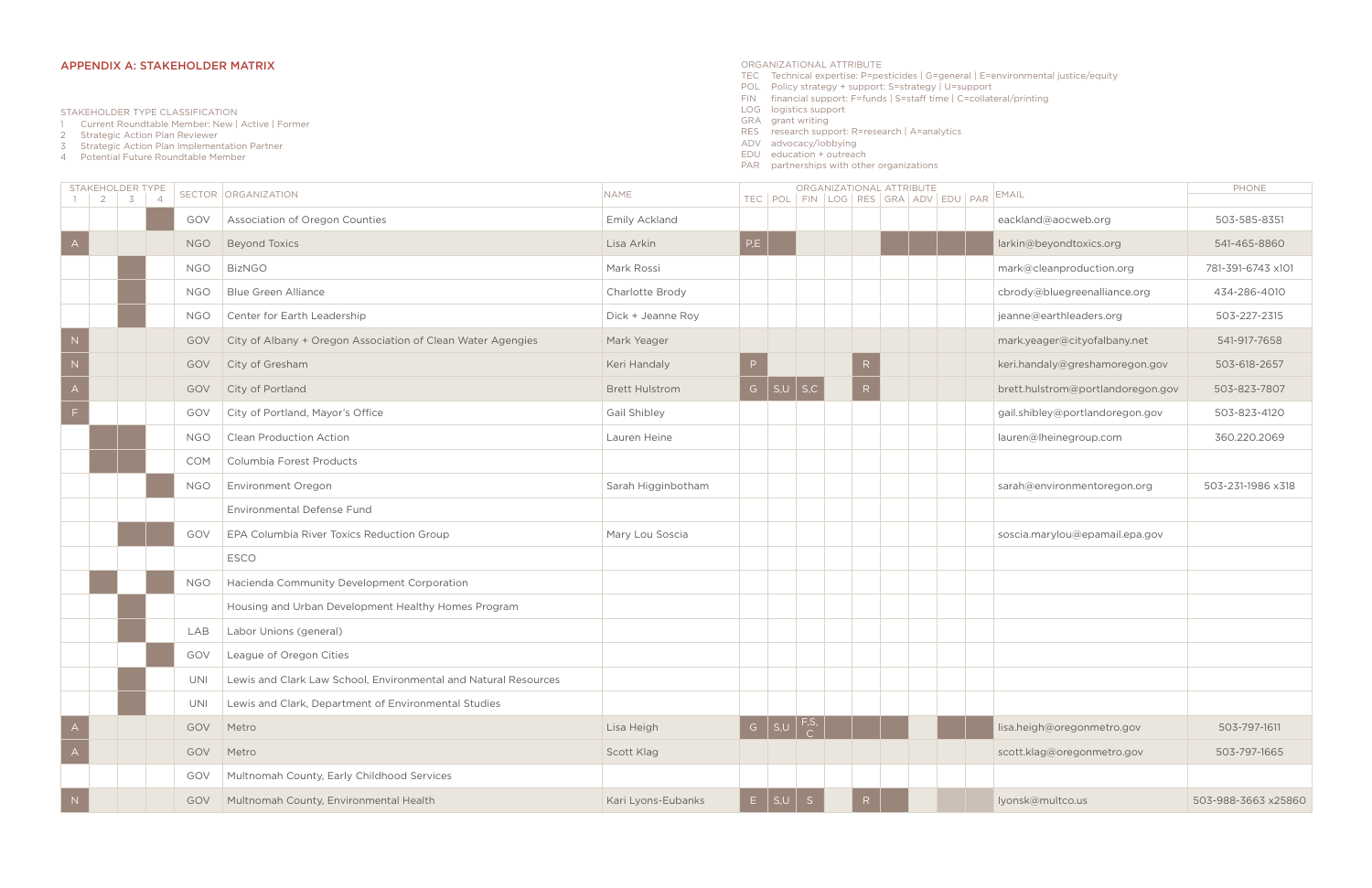## APPENDIX A: STAKEHOLDER MATRIX

STAKEHOLDER TYPE CLASSIFICATION

1. Current Roundtable Member: New | Active | Former
2. Strategic Action Plan Reviewer
3. Strategic Action Plan Implementation Partner
4. Potential Future Roundtable Member

ORGANIZATIONAL ATTRIBUTE

- TEC Technical expertise: P=pesticides | G=general | E=environmental justice/equity
- POL Policy strategy + support: S=strategy | U=support
- FIN financial support: F=funds | S=staff time | C=collateral/printing
- LOG logistics support
- GRA grant writing
- RES research support: R=research | A=analytics
- ADV advocacy/lobbying
- EDU education + outreach
- PAR partnerships with other organizations

■ marks a shaded cell with no text.

| STAKEHOLDER TYPE 1 | 2 | 3 | 4 | SECTOR | ORGANIZATION | NAME | ORGANIZATIONAL ATTRIBUTE TEC | POL | FIN | LOG | RES | GRA | ADV | EDU | PAR | EMAIL | PHONE |
|---|---|---|---|---|---|---|---|---|---|---|---|---|---|---|---|---|---|
| | | | ■ | GOV | Association of Oregon Counties | Emily Ackland | | | | | | | | | | eackland@aocweb.org | 503-585-8351 |
| A | | | | NGO | Beyond Toxics | Lisa Arkin | P,E | ■ | | | | ■ | ■ | ■ | ■ | larkin@beyondtoxics.org | 541-465-8860 |
| | | ■ | | NGO | BizNGO | Mark Rossi | | | | | | | | | | mark@cleanproduction.org | 781-391-6743 x101 |
| | | ■ | | NGO | Blue Green Alliance | Charlotte Brody | | | | | | | | | | cbrody@bluegreenalliance.org | 434-286-4010 |
| | | ■ | | NGO | Center for Earth Leadership | Dick + Jeanne Roy | | | | | | | | | | jeanne@earthleaders.org | 503-227-2315 |
| N | | | | GOV | City of Albany + Oregon Association of Clean Water Agengies | Mark Yeager | | | | | | | | | | mark.yeager@cityofalbany.net | 541-917-7658 |
| N | | | | GOV | City of Gresham | Keri Handaly | P | | | | R | | | | | keri.handaly@greshamoregon.gov | 503-618-2657 |
| A | | | | GOV | City of Portland | Brett Hulstrom | G | S,U | S,C | | R | | | | | brett.hulstrom@portlandoregon.gov | 503-823-7807 |
| F | | | | GOV | City of Portland, Mayor's Office | Gail Shibley | | | | | | | | | | gail.shibley@portlandoregon.gov | 503-823-4120 |
| | ■ | ■ | | NGO | Clean Production Action | Lauren Heine | | | | | | | | | | lauren@lheinegroup.com | 360.220.2069 |
| | ■ | ■ | | COM | Columbia Forest Products | | | | | | | | | | | | |
| | | | ■ | NGO | Environment Oregon | Sarah Higginbotham | | | | | | | | | | sarah@environmentoregon.org | 503-231-1986 x318 |
| | | | | | Environmental Defense Fund | | | | | | | | | | | | |
| | | ■ | ■ | GOV | EPA Columbia River Toxics Reduction Group | Mary Lou Soscia | | | | | | | | | | soscia.marylou@epamail.epa.gov | |
| | | | | | ESCO | | | | | | | | | | | | |
| | ■ | | ■ | NGO | Hacienda Community Development Corporation | | | | | | | | | | | | |
| | | ■ | | | Housing and Urban Development Healthy Homes Program | | | | | | | | | | | | |
| | | ■ | | LAB | Labor Unions (general) | | | | | | | | | | | | |
| | | | ■ | GOV | League of Oregon Cities | | | | | | | | | | | | |
| | | ■ | | UNI | Lewis and Clark Law School, Environmental and Natural Resources | | | | | | | | | | | | |
| | | ■ | | UNI | Lewis and Clark, Department of Environmental Studies | | | | | | | | | | | | |
| A | | | | GOV | Metro | Lisa Heigh | G | S,U | F,S,C | ■ | ■ | ■ | | ■ | | lisa.heigh@oregonmetro.gov | 503-797-1611 |
| A | | | | GOV | Metro | Scott Klag | | | | | | | | | | scott.klag@oregonmetro.gov | 503-797-1665 |
| | | | | GOV | Multnomah County, Early Childhood Services | | | | | | | | | | | | |
| N | | | | GOV | Multnomah County, Environmental Health | Kari Lyons-Eubanks | E | S,U | S | | R | ■ | | ■ | ■ | lyonsk@multco.us | 503-988-3663 x25860 |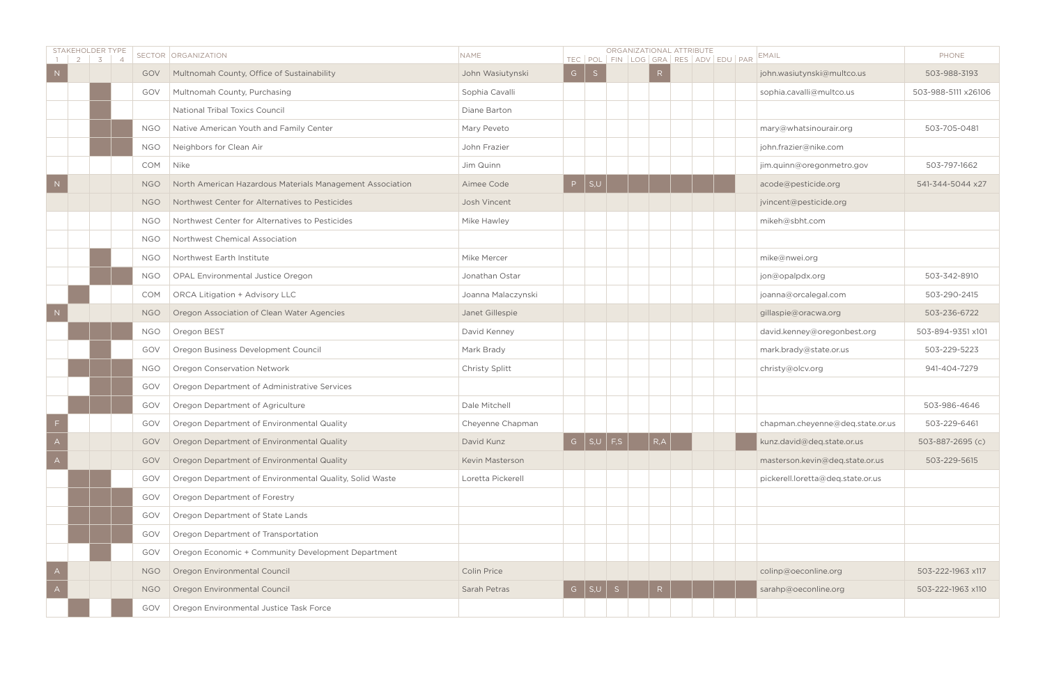| STAKEHOLDER TYPE | | | | SECTOR | ORGANIZATION | NAME | ORGANIZATIONAL ATTRIBUTE | | | | | | | | | EMAIL | PHONE |
|---|---|---|---|---|---|---|---|---|---|---|---|---|---|---|---|---|---|
| 1 | 2 | 3 | 4 | | | | TEC | POL | FIN | LOG | GRA | RES | ADV | EDU | PAR | | |
| N | | | | GOV | Multnomah County, Office of Sustainability | John Wasiutynski | G | S | | | R | | | | | john.wasiutynski@multco.us | 503-988-3193 |
| | | | | GOV | Multnomah County, Purchasing | Sophia Cavalli | | | | | | | | | | sophia.cavalli@multco.us | 503-988-5111 x26106 |
| | | | | | National Tribal Toxics Council | Diane Barton | | | | | | | | | | | |
| | | | | NGO | Native American Youth and Family Center | Mary Peveto | | | | | | | | | | mary@whatsinourair.org | 503-705-0481 |
| | | | | NGO | Neighbors for Clean Air | John Frazier | | | | | | | | | | john.frazier@nike.com | |
| | | | | COM | Nike | Jim Quinn | | | | | | | | | | jim.quinn@oregonmetro.gov | 503-797-1662 |
| N | | | | NGO | North American Hazardous Materials Management Association | Aimee Code | P | S,U | | | | | | | | acode@pesticide.org | 541-344-5044 x27 |
| | | | | NGO | Northwest Center for Alternatives to Pesticides | Josh Vincent | | | | | | | | | | jvincent@pesticide.org | |
| | | | | NGO | Northwest Center for Alternatives to Pesticides | Mike Hawley | | | | | | | | | | mikeh@sbht.com | |
| | | | | NGO | Northwest Chemical Association | | | | | | | | | | | | |
| | | | | NGO | Northwest Earth Institute | Mike Mercer | | | | | | | | | | mike@nwei.org | |
| | | | | NGO | OPAL Environmental Justice Oregon | Jonathan Ostar | | | | | | | | | | jon@opalpdx.org | 503-342-8910 |
| | | | | COM | ORCA Litigation + Advisory LLC | Joanna Malaczynski | | | | | | | | | | joanna@orcalegal.com | 503-290-2415 |
| N | | | | NGO | Oregon Association of Clean Water Agencies | Janet Gillespie | | | | | | | | | | gillaspie@oracwa.org | 503-236-6722 |
| | | | | NGO | Oregon BEST | David Kenney | | | | | | | | | | david.kenney@oregonbest.org | 503-894-9351 x101 |
| | | | | GOV | Oregon Business Development Council | Mark Brady | | | | | | | | | | mark.brady@state.or.us | 503-229-5223 |
| | | | | NGO | Oregon Conservation Network | Christy Splitt | | | | | | | | | | christy@olcv.org | 941-404-7279 |
| | | | | GOV | Oregon Department of Administrative Services | | | | | | | | | | | | |
| | | | | GOV | Oregon Department of Agriculture | Dale Mitchell | | | | | | | | | | | 503-986-4646 |
| F | | | | GOV | Oregon Department of Environmental Quality | Cheyenne Chapman | | | | | | | | | | chapman.cheyenne@deq.state.or.us | 503-229-6461 |
| A | | | | GOV | Oregon Department of Environmental Quality | David Kunz | G | S,U | F,S | | R,A | | | | | kunz.david@deq.state.or.us | 503-887-2695 (c) |
| A | | | | GOV | Oregon Department of Environmental Quality | Kevin Masterson | | | | | | | | | | masterson.kevin@deq.state.or.us | 503-229-5615 |
| | | | | GOV | Oregon Department of Environmental Quality, Solid Waste | Loretta Pickerell | | | | | | | | | | pickerell.loretta@deq.state.or.us | |
| | | | | GOV | Oregon Department of Forestry | | | | | | | | | | | | |
| | | | | GOV | Oregon Department of State Lands | | | | | | | | | | | | |
| | | | | GOV | Oregon Department of Transportation | | | | | | | | | | | | |
| | | | | GOV | Oregon Economic + Community Development Department | | | | | | | | | | | | |
| A | | | | NGO | Oregon Environmental Council | Colin Price | | | | | | | | | | colinp@oeconline.org | 503-222-1963 x117 |
| A | | | | NGO | Oregon Environmental Council | Sarah Petras | G | S,U | S | | R | | | | | sarahp@oeconline.org | 503-222-1963 x110 |
| | | | | GOV | Oregon Environmental Justice Task Force | | | | | | | | | | | | |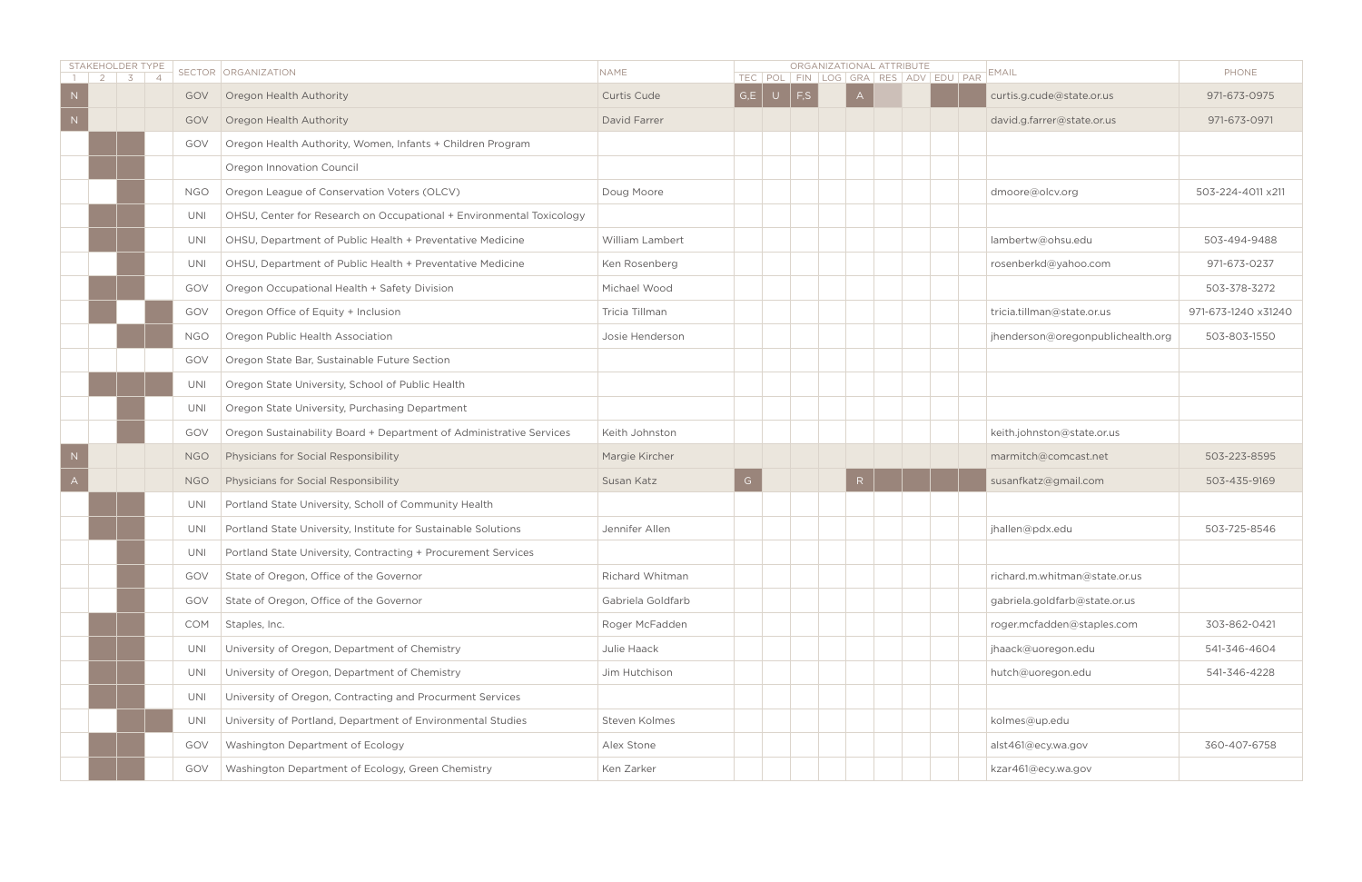| STAKEHOLDER TYPE | | | | SECTOR | ORGANIZATION | NAME | ORGANIZATIONAL ATTRIBUTE | | | | | | | | | EMAIL | PHONE |
|---|---|---|---|---|---|---|---|---|---|---|---|---|---|---|---|---|---|
| 1 | 2 | 3 | 4 | | | | TEC | POL | FIN | LOG | GRA | RES | ADV | EDU | PAR | | |
| N | | | | GOV | Oregon Health Authority | Curtis Cude | G,E | U | F,S | | A | | | | | curtis.g.cude@state.or.us | 971-673-0975 |
| N | | | | GOV | Oregon Health Authority | David Farrer | | | | | | | | | | david.g.farrer@state.or.us | 971-673-0971 |
| | | | | GOV | Oregon Health Authority, Women, Infants + Children Program | | | | | | | | | | | | |
| | | | | | Oregon Innovation Council | | | | | | | | | | | | |
| | | | | NGO | Oregon League of Conservation Voters (OLCV) | Doug Moore | | | | | | | | | | dmoore@olcv.org | 503-224-4011 x211 |
| | | | | UNI | OHSU, Center for Research on Occupational + Environmental Toxicology | | | | | | | | | | | | |
| | | | | UNI | OHSU, Department of Public Health + Preventative Medicine | William Lambert | | | | | | | | | | lambertw@ohsu.edu | 503-494-9488 |
| | | | | UNI | OHSU, Department of Public Health + Preventative Medicine | Ken Rosenberg | | | | | | | | | | rosenberkd@yahoo.com | 971-673-0237 |
| | | | | GOV | Oregon Occupational Health + Safety Division | Michael Wood | | | | | | | | | | | 503-378-3272 |
| | | | | GOV | Oregon Office of Equity + Inclusion | Tricia Tillman | | | | | | | | | | tricia.tillman@state.or.us | 971-673-1240 x31240 |
| | | | | NGO | Oregon Public Health Association | Josie Henderson | | | | | | | | | | jhenderson@oregonpublichealth.org | 503-803-1550 |
| | | | | GOV | Oregon State Bar, Sustainable Future Section | | | | | | | | | | | | |
| | | | | UNI | Oregon State University, School of Public Health | | | | | | | | | | | | |
| | | | | UNI | Oregon State University, Purchasing Department | | | | | | | | | | | | |
| | | | | GOV | Oregon Sustainability Board + Department of Administrative Services | Keith Johnston | | | | | | | | | | keith.johnston@state.or.us | |
| N | | | | NGO | Physicians for Social Responsibility | Margie Kircher | | | | | | | | | | marmitch@comcast.net | 503-223-8595 |
| A | | | | NGO | Physicians for Social Responsibility | Susan Katz | G | | | | R | | | | | susanfkatz@gmail.com | 503-435-9169 |
| | | | | UNI | Portland State University, Scholl of Community Health | | | | | | | | | | | | |
| | | | | UNI | Portland State University, Institute for Sustainable Solutions | Jennifer Allen | | | | | | | | | | jhallen@pdx.edu | 503-725-8546 |
| | | | | UNI | Portland State University, Contracting + Procurement Services | | | | | | | | | | | | |
| | | | | GOV | State of Oregon, Office of the Governor | Richard Whitman | | | | | | | | | | richard.m.whitman@state.or.us | |
| | | | | GOV | State of Oregon, Office of the Governor | Gabriela Goldfarb | | | | | | | | | | gabriela.goldfarb@state.or.us | |
| | | | | COM | Staples, Inc. | Roger McFadden | | | | | | | | | | roger.mcfadden@staples.com | 303-862-0421 |
| | | | | UNI | University of Oregon, Department of Chemistry | Julie Haack | | | | | | | | | | jhaack@uoregon.edu | 541-346-4604 |
| | | | | UNI | University of Oregon, Department of Chemistry | Jim Hutchison | | | | | | | | | | hutch@uoregon.edu | 541-346-4228 |
| | | | | UNI | University of Oregon, Contracting and Procurment Services | | | | | | | | | | | | |
| | | | | UNI | University of Portland, Department of Environmental Studies | Steven Kolmes | | | | | | | | | | kolmes@up.edu | |
| | | | | GOV | Washington Department of Ecology | Alex Stone | | | | | | | | | | alst461@ecy.wa.gov | 360-407-6758 |
| | | | | GOV | Washington Department of Ecology, Green Chemistry | Ken Zarker | | | | | | | | | | kzar461@ecy.wa.gov | |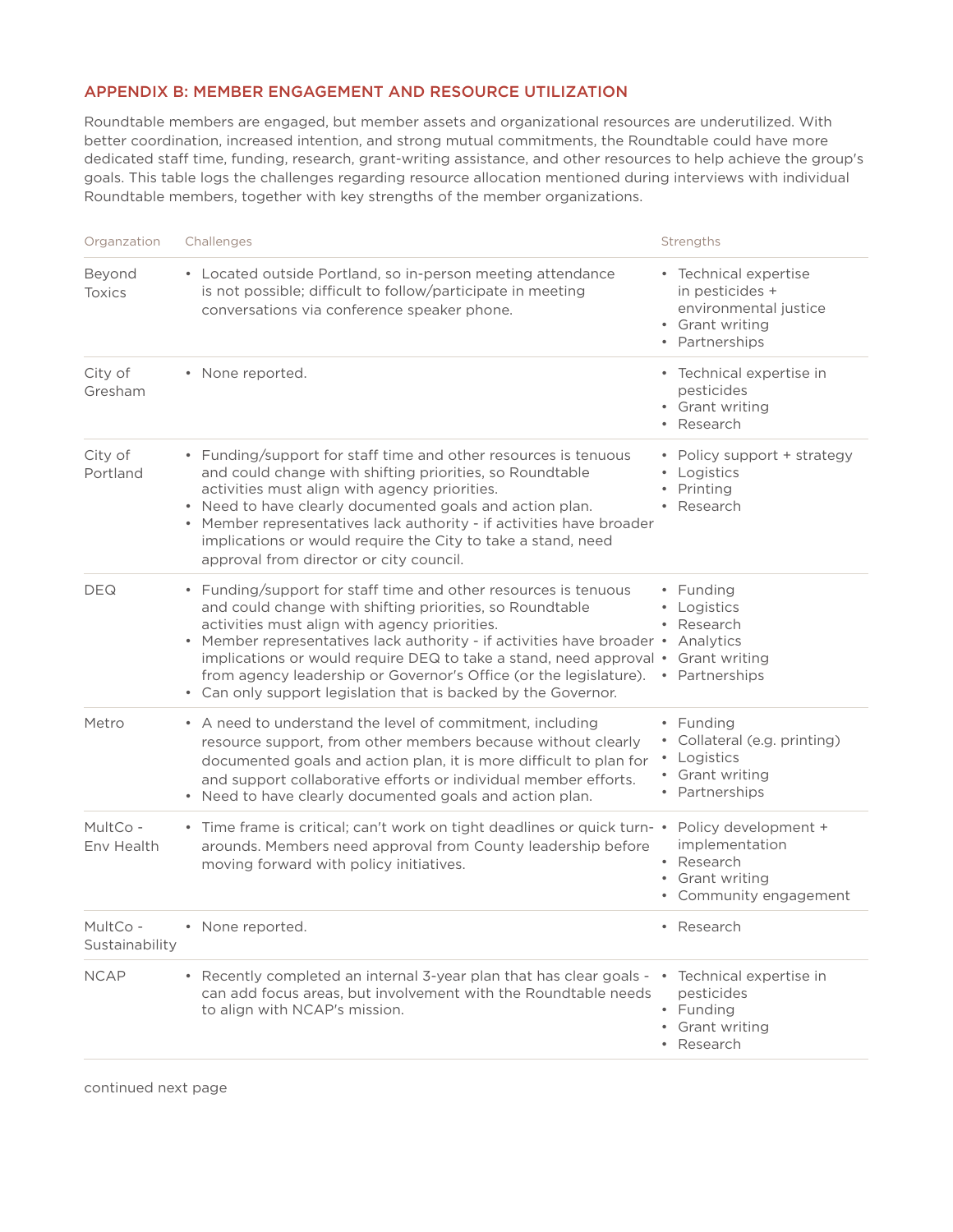## APPENDIX B: MEMBER ENGAGEMENT AND RESOURCE UTILIZATION

Roundtable members are engaged, but member assets and organizational resources are underutilized. With better coordination, increased intention, and strong mutual commitments, the Roundtable could have more dedicated staff time, funding, research, grant-writing assistance, and other resources to help achieve the group's goals. This table logs the challenges regarding resource allocation mentioned during interviews with individual Roundtable members, together with key strengths of the member organizations.

| Organzation | Challenges | Strengths |
|---|---|---|
| Beyond Toxics | • Located outside Portland, so in-person meeting attendance is not possible; difficult to follow/participate in meeting conversations via conference speaker phone. | • Technical expertise in pesticides + environmental justice<br>• Grant writing<br>• Partnerships |
| City of Gresham | • None reported. | • Technical expertise in pesticides<br>• Grant writing<br>• Research |
| City of Portland | • Funding/support for staff time and other resources is tenuous and could change with shifting priorities, so Roundtable activities must align with agency priorities.<br>• Need to have clearly documented goals and action plan.<br>• Member representatives lack authority - if activities have broader implications or would require the City to take a stand, need approval from director or city council. | • Policy support + strategy<br>• Logistics<br>• Printing<br>• Research |
| DEQ | • Funding/support for staff time and other resources is tenuous and could change with shifting priorities, so Roundtable activities must align with agency priorities.<br>• Member representatives lack authority - if activities have broader implications or would require DEQ to take a stand, need approval from agency leadership or Governor's Office (or the legislature).<br>• Can only support legislation that is backed by the Governor. | • Funding<br>• Logistics<br>• Research<br>• Analytics<br>• Grant writing<br>• Partnerships |
| Metro | • A need to understand the level of commitment, including resource support, from other members because without clearly documented goals and action plan, it is more difficult to plan for and support collaborative efforts or individual member efforts.<br>• Need to have clearly documented goals and action plan. | • Funding<br>• Collateral (e.g. printing)<br>• Logistics<br>• Grant writing<br>• Partnerships |
| MultCo - Env Health | • Time frame is critical; can't work on tight deadlines or quick turn-arounds. Members need approval from County leadership before moving forward with policy initiatives. | • Policy development + implementation<br>• Research<br>• Grant writing<br>• Community engagement |
| MultCo - Sustainability | • None reported. | • Research |
| NCAP | • Recently completed an internal 3-year plan that has clear goals - can add focus areas, but involvement with the Roundtable needs to align with NCAP's mission. | • Technical expertise in pesticides<br>• Funding<br>• Grant writing<br>• Research |

continued next page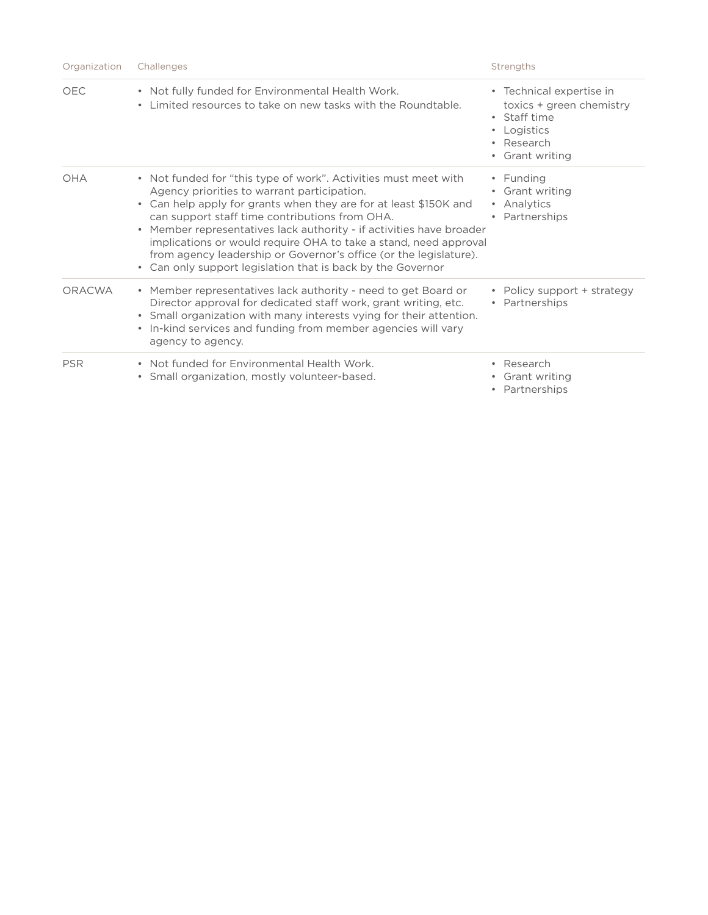| Organization | Challenges | Strengths |
| --- | --- | --- |
| OEC | • Not fully funded for Environmental Health Work.<br>• Limited resources to take on new tasks with the Roundtable. | • Technical expertise in toxics + green chemistry<br>• Staff time<br>• Logistics<br>• Research<br>• Grant writing |
| OHA | • Not funded for "this type of work". Activities must meet with Agency priorities to warrant participation.<br>• Can help apply for grants when they are for at least $150K and can support staff time contributions from OHA.<br>• Member representatives lack authority - if activities have broader implications or would require OHA to take a stand, need approval from agency leadership or Governor's office (or the legislature).<br>• Can only support legislation that is back by the Governor | • Funding<br>• Grant writing<br>• Analytics<br>• Partnerships |
| ORACWA | • Member representatives lack authority - need to get Board or Director approval for dedicated staff work, grant writing, etc.<br>• Small organization with many interests vying for their attention.<br>• In-kind services and funding from member agencies will vary agency to agency. | • Policy support + strategy<br>• Partnerships |
| PSR | • Not funded for Environmental Health Work.<br>• Small organization, mostly volunteer-based. | • Research<br>• Grant writing<br>• Partnerships |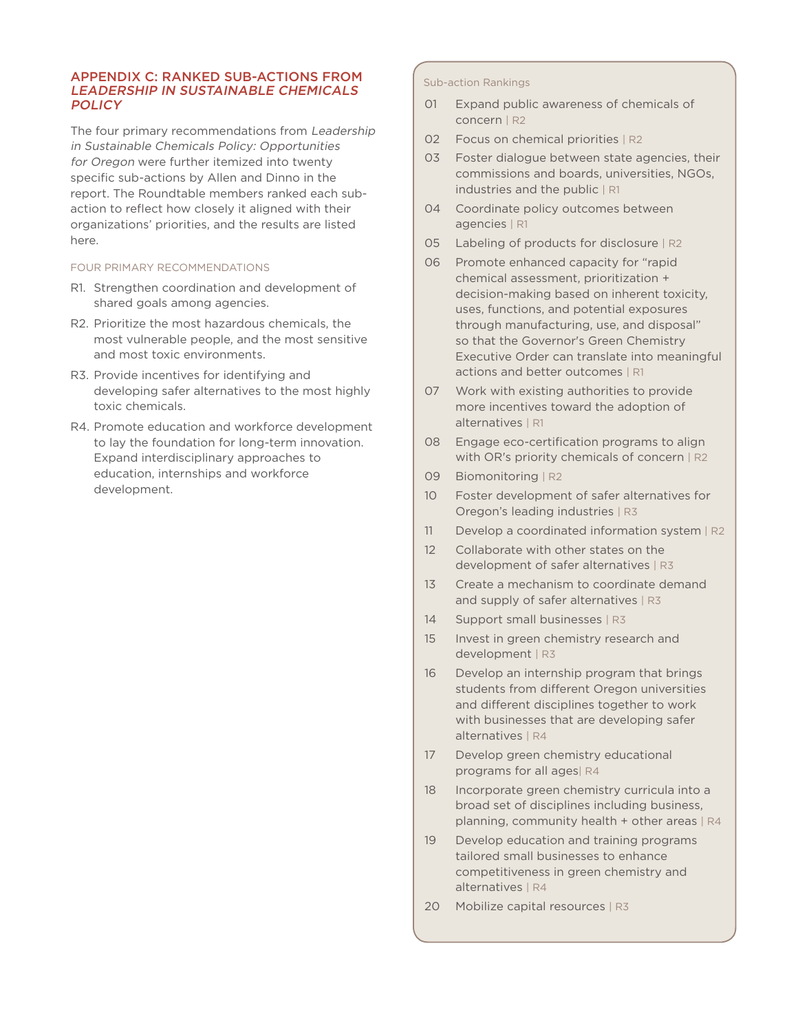## APPENDIX C: RANKED SUB-ACTIONS FROM *LEADERSHIP IN SUSTAINABLE CHEMICALS POLICY*

The four primary recommendations from *Leadership in Sustainable Chemicals Policy: Opportunities for Oregon* were further itemized into twenty specific sub-actions by Allen and Dinno in the report. The Roundtable members ranked each sub-action to reflect how closely it aligned with their organizations' priorities, and the results are listed here.

### FOUR PRIMARY RECOMMENDATIONS

- R1. Strengthen coordination and development of shared goals among agencies.
- R2. Prioritize the most hazardous chemicals, the most vulnerable people, and the most sensitive and most toxic environments.
- R3. Provide incentives for identifying and developing safer alternatives to the most highly toxic chemicals.
- R4. Promote education and workforce development to lay the foundation for long-term innovation. Expand interdisciplinary approaches to education, internships and workforce development.

### Sub-action Rankings

01 Expand public awareness of chemicals of concern | R2

02 Focus on chemical priorities | R2

03 Foster dialogue between state agencies, their commissions and boards, universities, NGOs, industries and the public | R1

04 Coordinate policy outcomes between agencies | R1

05 Labeling of products for disclosure | R2

06 Promote enhanced capacity for "rapid chemical assessment, prioritization + decision-making based on inherent toxicity, uses, functions, and potential exposures through manufacturing, use, and disposal" so that the Governor's Green Chemistry Executive Order can translate into meaningful actions and better outcomes | R1

07 Work with existing authorities to provide more incentives toward the adoption of alternatives | R1

08 Engage eco-certification programs to align with OR's priority chemicals of concern | R2

09 Biomonitoring | R2

10 Foster development of safer alternatives for Oregon's leading industries | R3

11 Develop a coordinated information system | R2

12 Collaborate with other states on the development of safer alternatives | R3

13 Create a mechanism to coordinate demand and supply of safer alternatives | R3

14 Support small businesses | R3

15 Invest in green chemistry research and development | R3

16 Develop an internship program that brings students from different Oregon universities and different disciplines together to work with businesses that are developing safer alternatives | R4

17 Develop green chemistry educational programs for all ages| R4

18 Incorporate green chemistry curricula into a broad set of disciplines including business, planning, community health + other areas | R4

19 Develop education and training programs tailored small businesses to enhance competitiveness in green chemistry and alternatives | R4

20 Mobilize capital resources | R3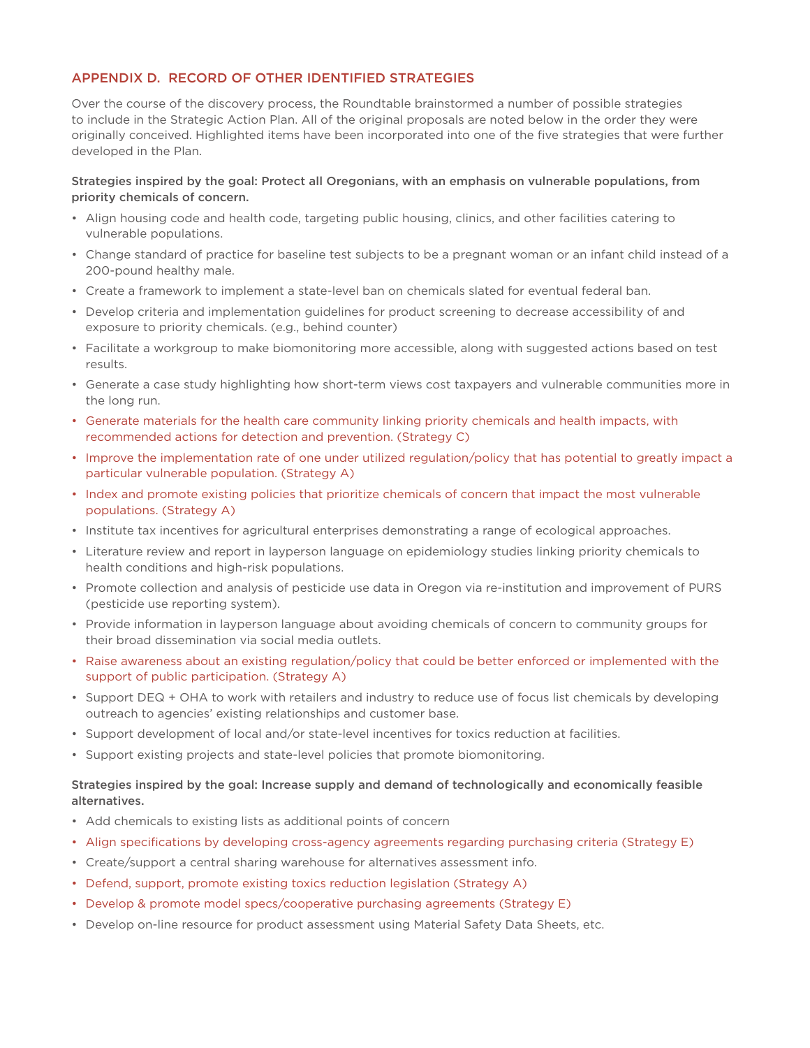## APPENDIX D. RECORD OF OTHER IDENTIFIED STRATEGIES

Over the course of the discovery process, the Roundtable brainstormed a number of possible strategies to include in the Strategic Action Plan. All of the original proposals are noted below in the order they were originally conceived. Highlighted items have been incorporated into one of the five strategies that were further developed in the Plan.

**Strategies inspired by the goal: Protect all Oregonians, with an emphasis on vulnerable populations, from priority chemicals of concern.**

- Align housing code and health code, targeting public housing, clinics, and other facilities catering to vulnerable populations.
- Change standard of practice for baseline test subjects to be a pregnant woman or an infant child instead of a 200-pound healthy male.
- Create a framework to implement a state-level ban on chemicals slated for eventual federal ban.
- Develop criteria and implementation guidelines for product screening to decrease accessibility of and exposure to priority chemicals. (e.g., behind counter)
- Facilitate a workgroup to make biomonitoring more accessible, along with suggested actions based on test results.
- Generate a case study highlighting how short-term views cost taxpayers and vulnerable communities more in the long run.
- Generate materials for the health care community linking priority chemicals and health impacts, with recommended actions for detection and prevention. (Strategy C)
- Improve the implementation rate of one under utilized regulation/policy that has potential to greatly impact a particular vulnerable population. (Strategy A)
- Index and promote existing policies that prioritize chemicals of concern that impact the most vulnerable populations. (Strategy A)
- Institute tax incentives for agricultural enterprises demonstrating a range of ecological approaches.
- Literature review and report in layperson language on epidemiology studies linking priority chemicals to health conditions and high-risk populations.
- Promote collection and analysis of pesticide use data in Oregon via re-institution and improvement of PURS (pesticide use reporting system).
- Provide information in layperson language about avoiding chemicals of concern to community groups for their broad dissemination via social media outlets.
- Raise awareness about an existing regulation/policy that could be better enforced or implemented with the support of public participation. (Strategy A)
- Support DEQ + OHA to work with retailers and industry to reduce use of focus list chemicals by developing outreach to agencies' existing relationships and customer base.
- Support development of local and/or state-level incentives for toxics reduction at facilities.
- Support existing projects and state-level policies that promote biomonitoring.

**Strategies inspired by the goal: Increase supply and demand of technologically and economically feasible alternatives.**

- Add chemicals to existing lists as additional points of concern
- Align specifications by developing cross-agency agreements regarding purchasing criteria (Strategy E)
- Create/support a central sharing warehouse for alternatives assessment info.
- Defend, support, promote existing toxics reduction legislation (Strategy A)
- Develop & promote model specs/cooperative purchasing agreements (Strategy E)
- Develop on-line resource for product assessment using Material Safety Data Sheets, etc.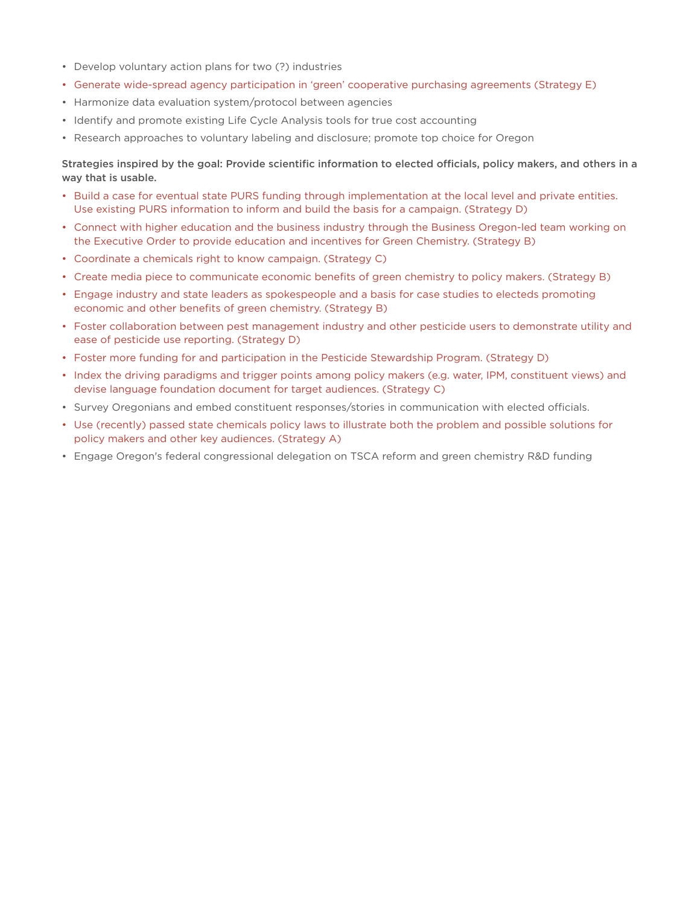- Develop voluntary action plans for two (?) industries
- Generate wide-spread agency participation in 'green' cooperative purchasing agreements (Strategy E)
- Harmonize data evaluation system/protocol between agencies
- Identify and promote existing Life Cycle Analysis tools for true cost accounting
- Research approaches to voluntary labeling and disclosure; promote top choice for Oregon

**Strategies inspired by the goal: Provide scientific information to elected officials, policy makers, and others in a way that is usable.**

- Build a case for eventual state PURS funding through implementation at the local level and private entities. Use existing PURS information to inform and build the basis for a campaign. (Strategy D)
- Connect with higher education and the business industry through the Business Oregon-led team working on the Executive Order to provide education and incentives for Green Chemistry. (Strategy B)
- Coordinate a chemicals right to know campaign. (Strategy C)
- Create media piece to communicate economic benefits of green chemistry to policy makers. (Strategy B)
- Engage industry and state leaders as spokespeople and a basis for case studies to electeds promoting economic and other benefits of green chemistry. (Strategy B)
- Foster collaboration between pest management industry and other pesticide users to demonstrate utility and ease of pesticide use reporting. (Strategy D)
- Foster more funding for and participation in the Pesticide Stewardship Program. (Strategy D)
- Index the driving paradigms and trigger points among policy makers (e.g. water, IPM, constituent views) and devise language foundation document for target audiences. (Strategy C)
- Survey Oregonians and embed constituent responses/stories in communication with elected officials.
- Use (recently) passed state chemicals policy laws to illustrate both the problem and possible solutions for policy makers and other key audiences. (Strategy A)
- Engage Oregon's federal congressional delegation on TSCA reform and green chemistry R&D funding